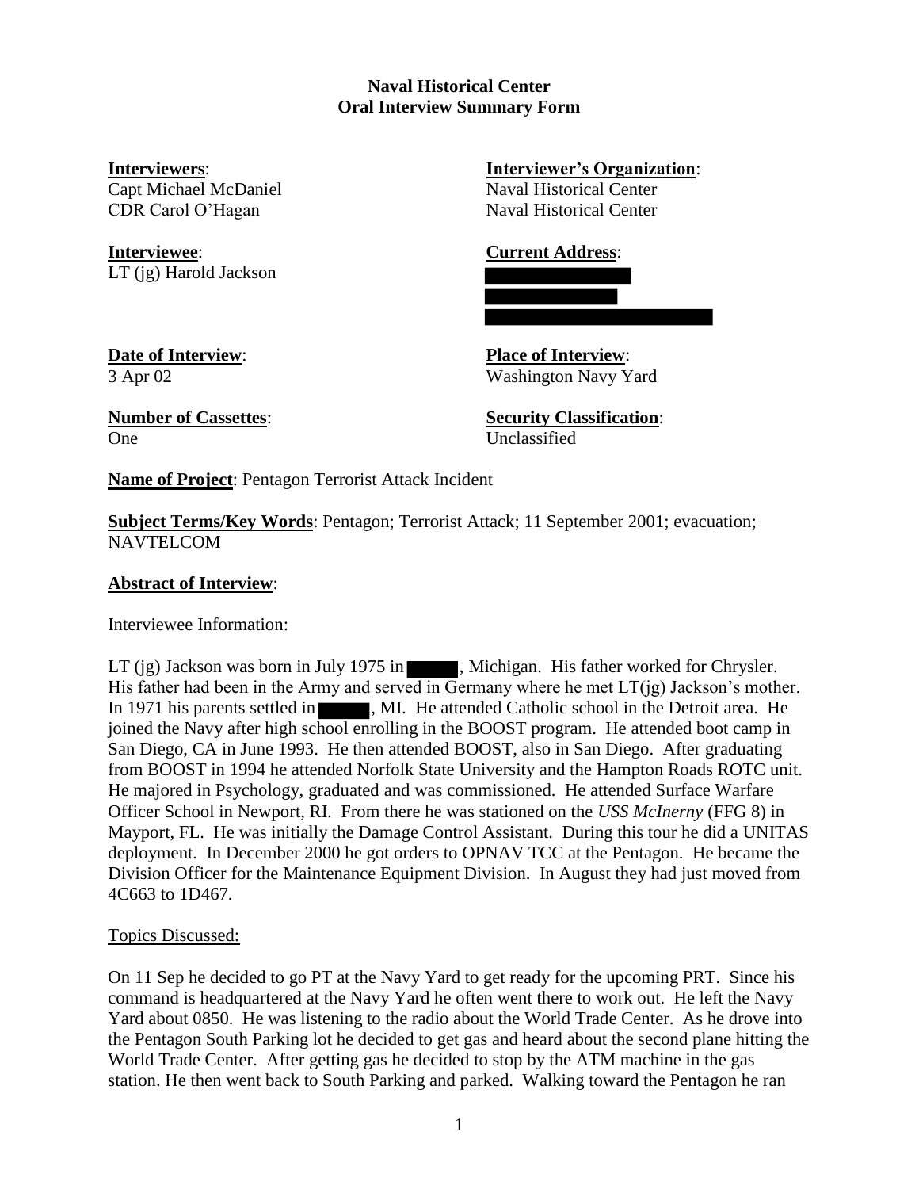# Naval Historical Center
## Oral Interview Summary Form

**Interviewers**:
Capt Michael McDaniel
CDR Carol O'Hagan

**Interviewer's Organization**:
Naval Historical Center
Naval Historical Center

**Interviewee**:
LT (jg) Harold Jackson

**Current Address**:
[redacted]

**Date of Interview**:
3 Apr 02

**Place of Interview**:
Washington Navy Yard

**Number of Cassettes**:
One

**Security Classification**:
Unclassified

**Name of Project**: Pentagon Terrorist Attack Incident

**Subject Terms/Key Words**: Pentagon; Terrorist Attack; 11 September 2001; evacuation; NAVTELCOM

**Abstract of Interview**:

Interviewee Information:

LT (jg) Jackson was born in July 1975 in [redacted], Michigan. His father worked for Chrysler. His father had been in the Army and served in Germany where he met LT(jg) Jackson's mother. In 1971 his parents settled in [redacted], MI. He attended Catholic school in the Detroit area. He joined the Navy after high school enrolling in the BOOST program. He attended boot camp in San Diego, CA in June 1993. He then attended BOOST, also in San Diego. After graduating from BOOST in 1994 he attended Norfolk State University and the Hampton Roads ROTC unit. He majored in Psychology, graduated and was commissioned. He attended Surface Warfare Officer School in Newport, RI. From there he was stationed on the *USS McInerny* (FFG 8) in Mayport, FL. He was initially the Damage Control Assistant. During this tour he did a UNITAS deployment. In December 2000 he got orders to OPNAV TCC at the Pentagon. He became the Division Officer for the Maintenance Equipment Division. In August they had just moved from 4C663 to 1D467.

Topics Discussed:

On 11 Sep he decided to go PT at the Navy Yard to get ready for the upcoming PRT. Since his command is headquartered at the Navy Yard he often went there to work out. He left the Navy Yard about 0850. He was listening to the radio about the World Trade Center. As he drove into the Pentagon South Parking lot he decided to get gas and heard about the second plane hitting the World Trade Center. After getting gas he decided to stop by the ATM machine in the gas station. He then went back to South Parking and parked. Walking toward the Pentagon he ran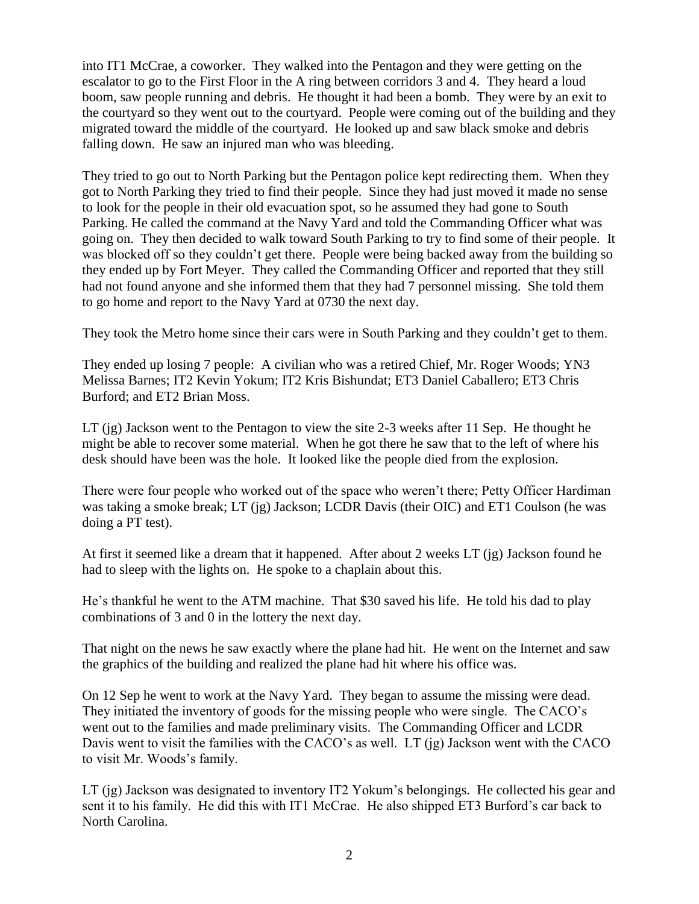into IT1 McCrae, a coworker. They walked into the Pentagon and they were getting on the escalator to go to the First Floor in the A ring between corridors 3 and 4. They heard a loud boom, saw people running and debris. He thought it had been a bomb. They were by an exit to the courtyard so they went out to the courtyard. People were coming out of the building and they migrated toward the middle of the courtyard. He looked up and saw black smoke and debris falling down. He saw an injured man who was bleeding.

They tried to go out to North Parking but the Pentagon police kept redirecting them. When they got to North Parking they tried to find their people. Since they had just moved it made no sense to look for the people in their old evacuation spot, so he assumed they had gone to South Parking. He called the command at the Navy Yard and told the Commanding Officer what was going on. They then decided to walk toward South Parking to try to find some of their people. It was blocked off so they couldn't get there. People were being backed away from the building so they ended up by Fort Meyer. They called the Commanding Officer and reported that they still had not found anyone and she informed them that they had 7 personnel missing. She told them to go home and report to the Navy Yard at 0730 the next day.

They took the Metro home since their cars were in South Parking and they couldn't get to them.

They ended up losing 7 people: A civilian who was a retired Chief, Mr. Roger Woods; YN3 Melissa Barnes; IT2 Kevin Yokum; IT2 Kris Bishundat; ET3 Daniel Caballero; ET3 Chris Burford; and ET2 Brian Moss.

LT (jg) Jackson went to the Pentagon to view the site 2-3 weeks after 11 Sep. He thought he might be able to recover some material. When he got there he saw that to the left of where his desk should have been was the hole. It looked like the people died from the explosion.

There were four people who worked out of the space who weren't there; Petty Officer Hardiman was taking a smoke break; LT (jg) Jackson; LCDR Davis (their OIC) and ET1 Coulson (he was doing a PT test).

At first it seemed like a dream that it happened. After about 2 weeks LT (jg) Jackson found he had to sleep with the lights on. He spoke to a chaplain about this.

He's thankful he went to the ATM machine. That $30 saved his life. He told his dad to play combinations of 3 and 0 in the lottery the next day.

That night on the news he saw exactly where the plane had hit. He went on the Internet and saw the graphics of the building and realized the plane had hit where his office was.

On 12 Sep he went to work at the Navy Yard. They began to assume the missing were dead. They initiated the inventory of goods for the missing people who were single. The CACO's went out to the families and made preliminary visits. The Commanding Officer and LCDR Davis went to visit the families with the CACO's as well. LT (jg) Jackson went with the CACO to visit Mr. Woods's family.

LT (jg) Jackson was designated to inventory IT2 Yokum's belongings. He collected his gear and sent it to his family. He did this with IT1 McCrae. He also shipped ET3 Burford's car back to North Carolina.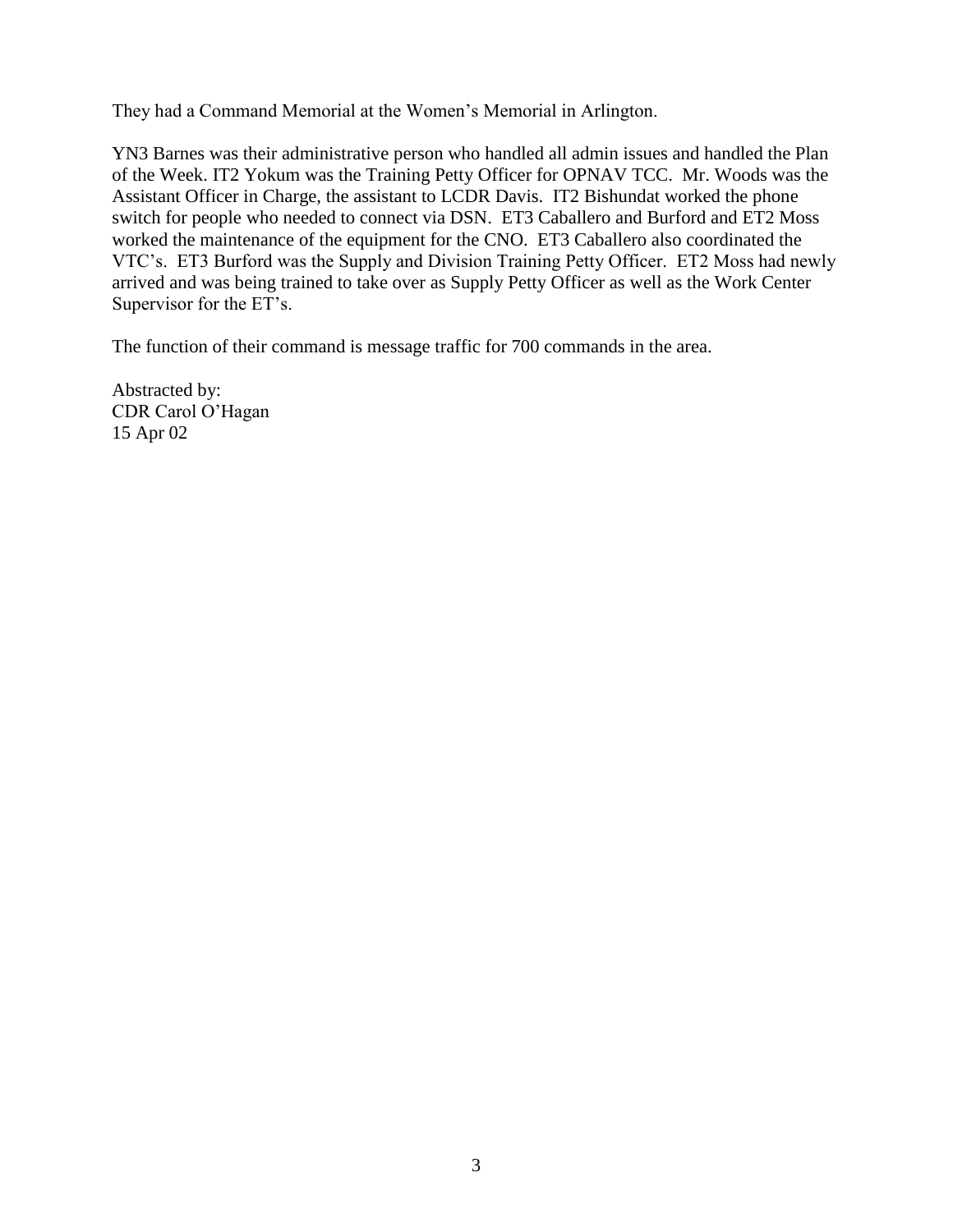They had a Command Memorial at the Women's Memorial in Arlington.

YN3 Barnes was their administrative person who handled all admin issues and handled the Plan of the Week. IT2 Yokum was the Training Petty Officer for OPNAV TCC. Mr. Woods was the Assistant Officer in Charge, the assistant to LCDR Davis. IT2 Bishundat worked the phone switch for people who needed to connect via DSN. ET3 Caballero and Burford and ET2 Moss worked the maintenance of the equipment for the CNO. ET3 Caballero also coordinated the VTC's. ET3 Burford was the Supply and Division Training Petty Officer. ET2 Moss had newly arrived and was being trained to take over as Supply Petty Officer as well as the Work Center Supervisor for the ET's.

The function of their command is message traffic for 700 commands in the area.

Abstracted by:  
CDR Carol O'Hagan  
15 Apr 02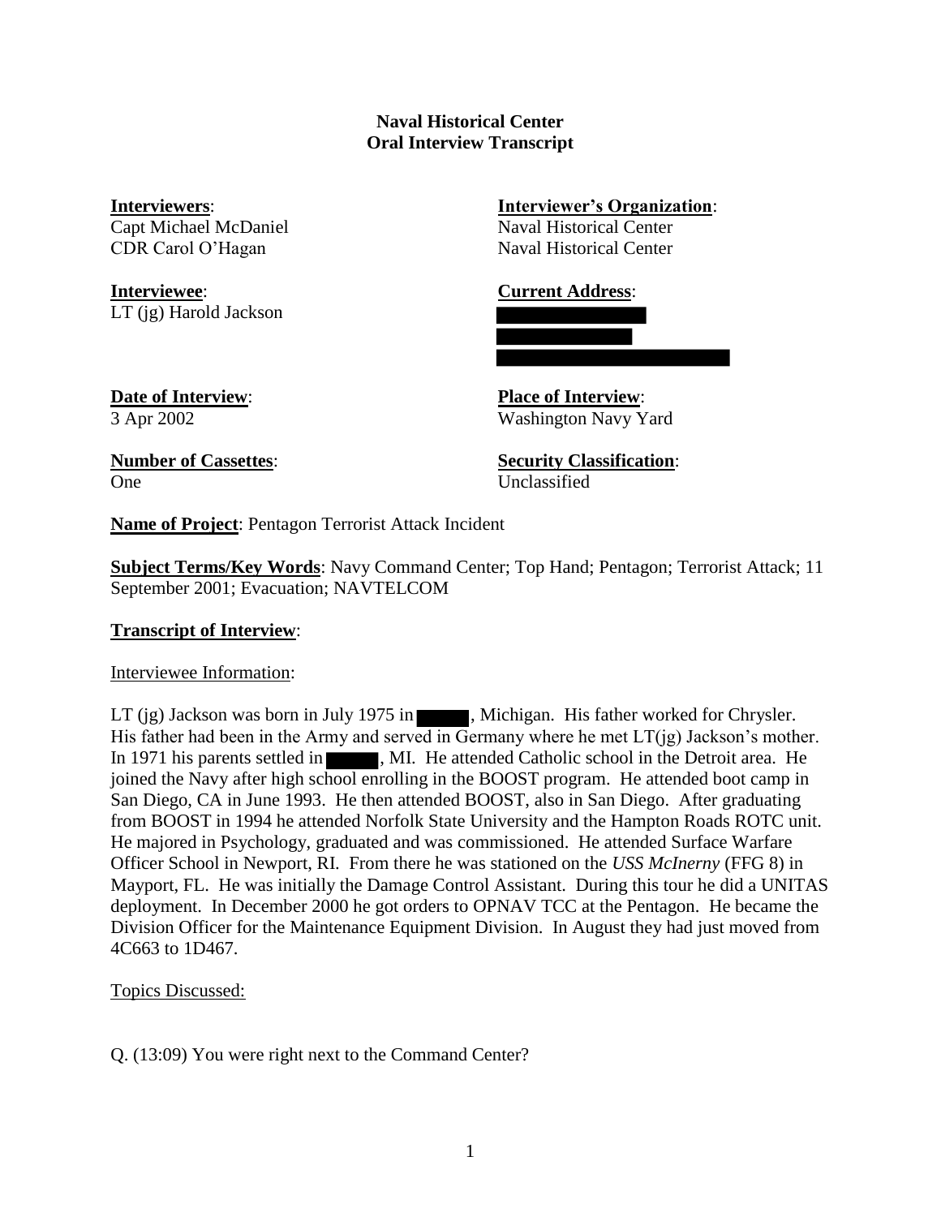**Naval Historical Center**
**Oral Interview Transcript**

**Interviewers**:
Capt Michael McDaniel
CDR Carol O'Hagan

**Interviewer's Organization**:
Naval Historical Center
Naval Historical Center

**Interviewee**:
LT (jg) Harold Jackson

**Current Address**:
[redacted]

**Date of Interview**:
3 Apr 2002

**Place of Interview**:
Washington Navy Yard

**Number of Cassettes**:
One

**Security Classification**:
Unclassified

**Name of Project**: Pentagon Terrorist Attack Incident

**Subject Terms/Key Words**: Navy Command Center; Top Hand; Pentagon; Terrorist Attack; 11 September 2001; Evacuation; NAVTELCOM

**Transcript of Interview**:

Interviewee Information:

LT (jg) Jackson was born in July 1975 in [redacted], Michigan. His father worked for Chrysler. His father had been in the Army and served in Germany where he met LT(jg) Jackson's mother. In 1971 his parents settled in [redacted], MI. He attended Catholic school in the Detroit area. He joined the Navy after high school enrolling in the BOOST program. He attended boot camp in San Diego, CA in June 1993. He then attended BOOST, also in San Diego. After graduating from BOOST in 1994 he attended Norfolk State University and the Hampton Roads ROTC unit. He majored in Psychology, graduated and was commissioned. He attended Surface Warfare Officer School in Newport, RI. From there he was stationed on the *USS McInerny* (FFG 8) in Mayport, FL. He was initially the Damage Control Assistant. During this tour he did a UNITAS deployment. In December 2000 he got orders to OPNAV TCC at the Pentagon. He became the Division Officer for the Maintenance Equipment Division. In August they had just moved from 4C663 to 1D467.

Topics Discussed:

Q. (13:09) You were right next to the Command Center?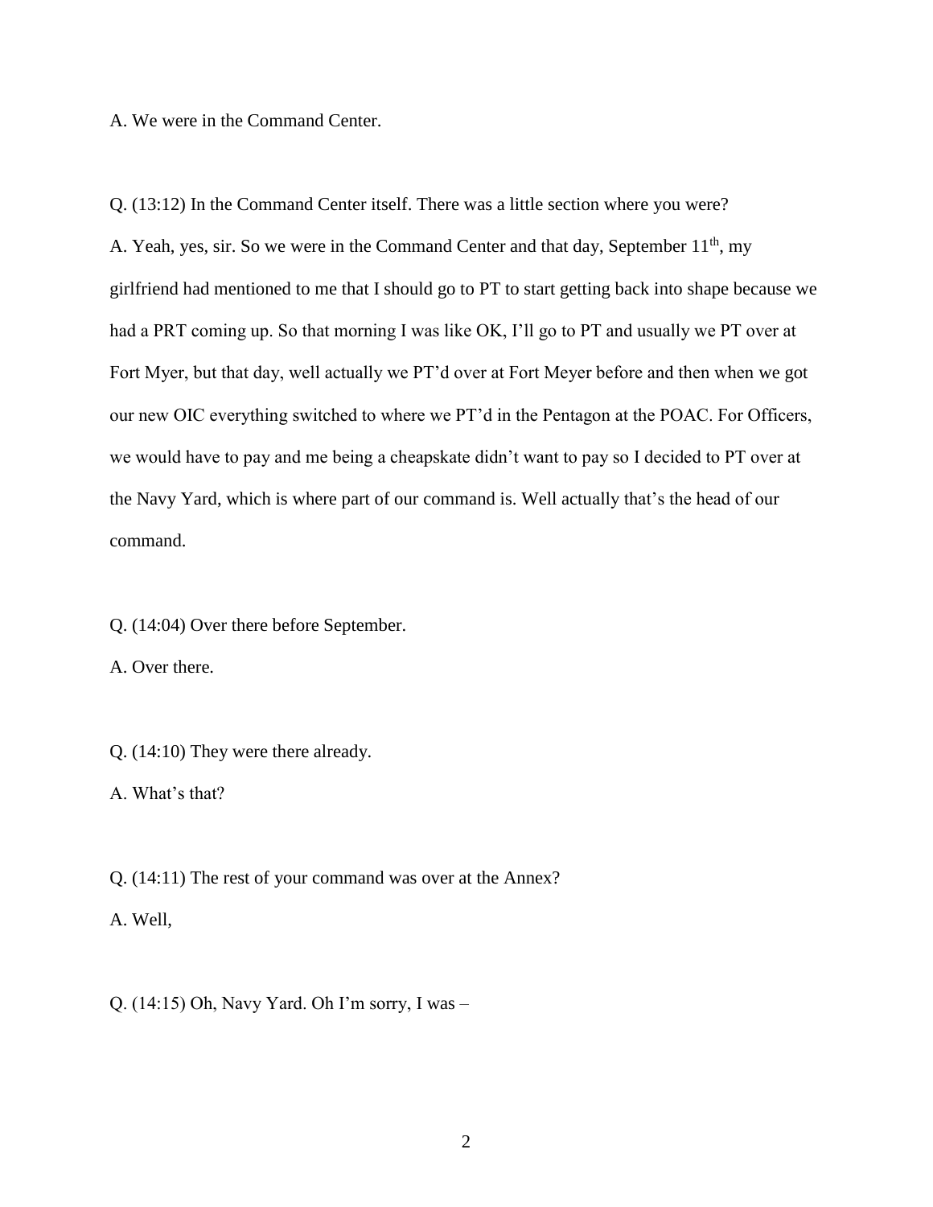A. We were in the Command Center.

Q. (13:12) In the Command Center itself. There was a little section where you were?

A. Yeah, yes, sir. So we were in the Command Center and that day, September 11th, my girlfriend had mentioned to me that I should go to PT to start getting back into shape because we had a PRT coming up. So that morning I was like OK, I'll go to PT and usually we PT over at Fort Myer, but that day, well actually we PT'd over at Fort Meyer before and then when we got our new OIC everything switched to where we PT'd in the Pentagon at the POAC. For Officers, we would have to pay and me being a cheapskate didn't want to pay so I decided to PT over at the Navy Yard, which is where part of our command is. Well actually that's the head of our command.

Q. (14:04) Over there before September.

A. Over there.

Q. (14:10) They were there already.

A. What's that?

Q. (14:11) The rest of your command was over at the Annex?

A. Well,

Q. (14:15) Oh, Navy Yard. Oh I'm sorry, I was –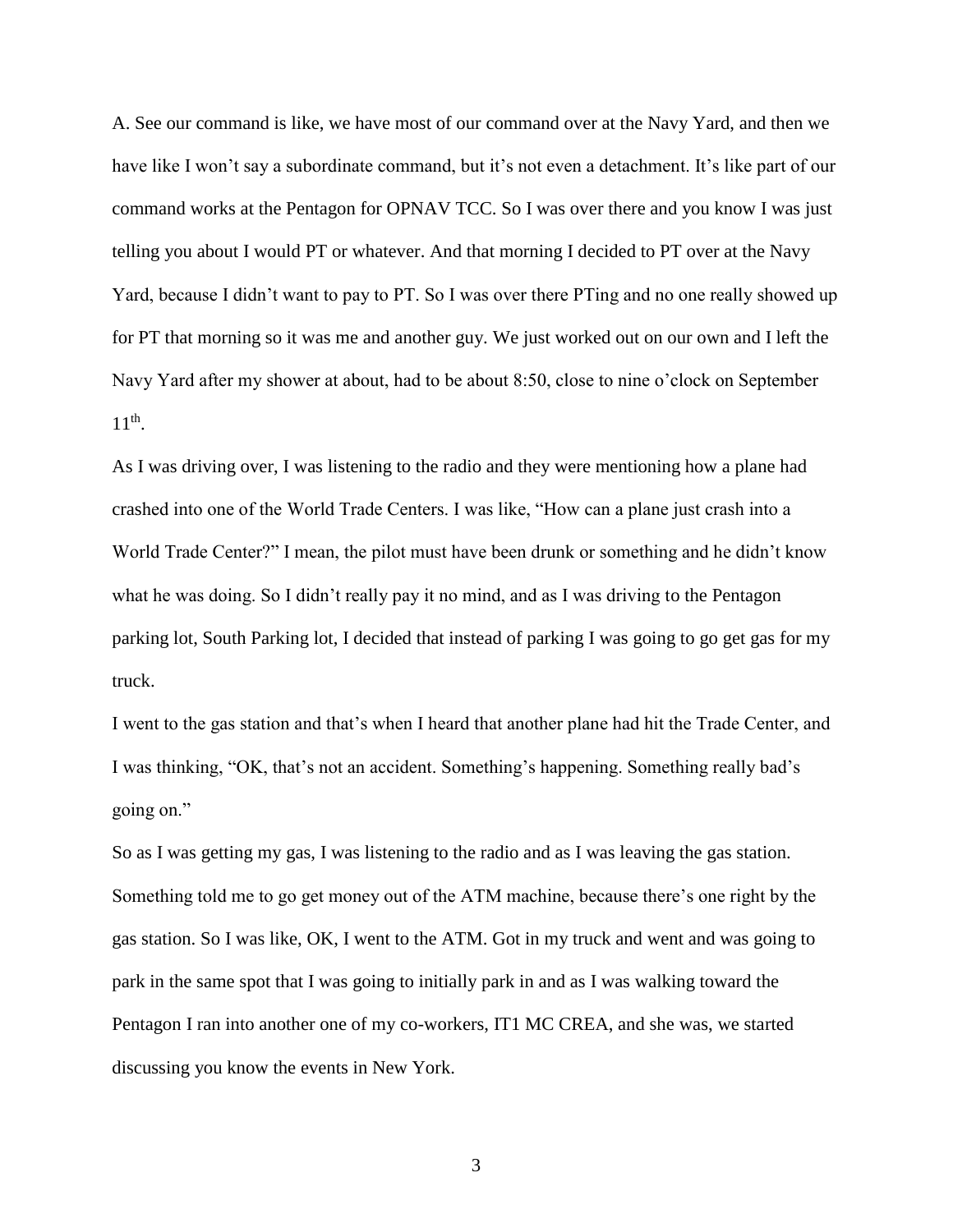A. See our command is like, we have most of our command over at the Navy Yard, and then we have like I won't say a subordinate command, but it's not even a detachment. It's like part of our command works at the Pentagon for OPNAV TCC. So I was over there and you know I was just telling you about I would PT or whatever. And that morning I decided to PT over at the Navy Yard, because I didn't want to pay to PT. So I was over there PTing and no one really showed up for PT that morning so it was me and another guy. We just worked out on our own and I left the Navy Yard after my shower at about, had to be about 8:50, close to nine o'clock on September 11th.

As I was driving over, I was listening to the radio and they were mentioning how a plane had crashed into one of the World Trade Centers. I was like, "How can a plane just crash into a World Trade Center?" I mean, the pilot must have been drunk or something and he didn't know what he was doing. So I didn't really pay it no mind, and as I was driving to the Pentagon parking lot, South Parking lot, I decided that instead of parking I was going to go get gas for my truck.

I went to the gas station and that's when I heard that another plane had hit the Trade Center, and I was thinking, "OK, that's not an accident. Something's happening. Something really bad's going on."

So as I was getting my gas, I was listening to the radio and as I was leaving the gas station. Something told me to go get money out of the ATM machine, because there's one right by the gas station. So I was like, OK, I went to the ATM. Got in my truck and went and was going to park in the same spot that I was going to initially park in and as I was walking toward the Pentagon I ran into another one of my co-workers, IT1 MC CREA, and she was, we started discussing you know the events in New York.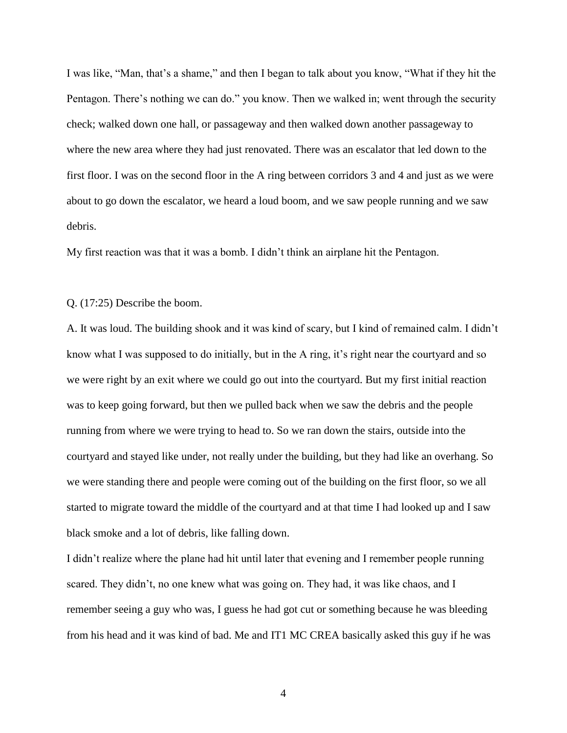I was like, "Man, that's a shame," and then I began to talk about you know, "What if they hit the Pentagon. There's nothing we can do." you know. Then we walked in; went through the security check; walked down one hall, or passageway and then walked down another passageway to where the new area where they had just renovated. There was an escalator that led down to the first floor. I was on the second floor in the A ring between corridors 3 and 4 and just as we were about to go down the escalator, we heard a loud boom, and we saw people running and we saw debris.

My first reaction was that it was a bomb. I didn't think an airplane hit the Pentagon.

Q. (17:25) Describe the boom.

A. It was loud. The building shook and it was kind of scary, but I kind of remained calm. I didn't know what I was supposed to do initially, but in the A ring, it's right near the courtyard and so we were right by an exit where we could go out into the courtyard. But my first initial reaction was to keep going forward, but then we pulled back when we saw the debris and the people running from where we were trying to head to. So we ran down the stairs, outside into the courtyard and stayed like under, not really under the building, but they had like an overhang. So we were standing there and people were coming out of the building on the first floor, so we all started to migrate toward the middle of the courtyard and at that time I had looked up and I saw black smoke and a lot of debris, like falling down.

I didn't realize where the plane had hit until later that evening and I remember people running scared. They didn't, no one knew what was going on. They had, it was like chaos, and I remember seeing a guy who was, I guess he had got cut or something because he was bleeding from his head and it was kind of bad. Me and IT1 MC CREA basically asked this guy if he was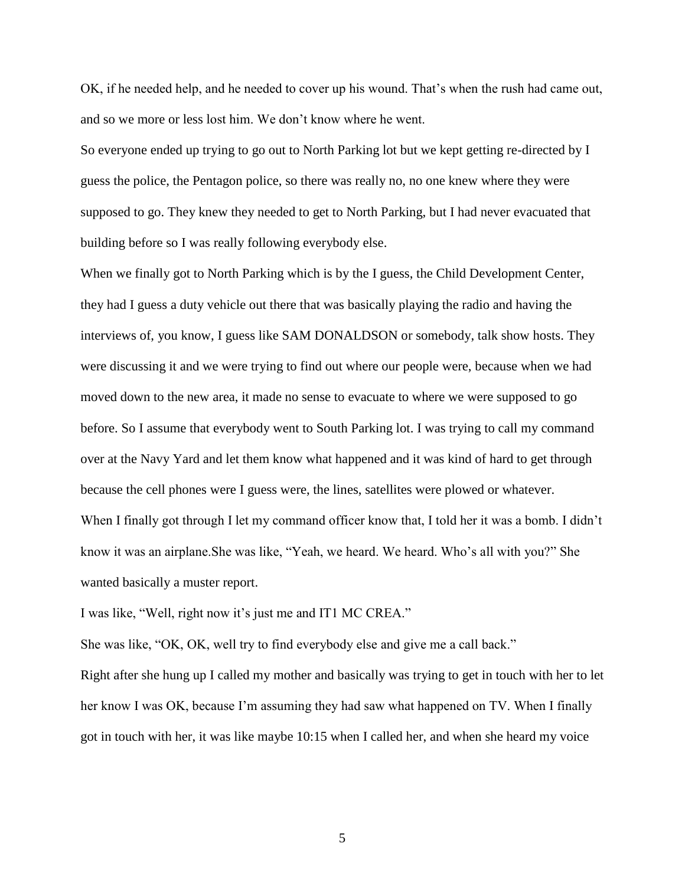OK, if he needed help, and he needed to cover up his wound. That's when the rush had came out, and so we more or less lost him. We don't know where he went.

So everyone ended up trying to go out to North Parking lot but we kept getting re-directed by I guess the police, the Pentagon police, so there was really no, no one knew where they were supposed to go. They knew they needed to get to North Parking, but I had never evacuated that building before so I was really following everybody else.

When we finally got to North Parking which is by the I guess, the Child Development Center, they had I guess a duty vehicle out there that was basically playing the radio and having the interviews of, you know, I guess like SAM DONALDSON or somebody, talk show hosts. They were discussing it and we were trying to find out where our people were, because when we had moved down to the new area, it made no sense to evacuate to where we were supposed to go before. So I assume that everybody went to South Parking lot. I was trying to call my command over at the Navy Yard and let them know what happened and it was kind of hard to get through because the cell phones were I guess were, the lines, satellites were plowed or whatever.

When I finally got through I let my command officer know that, I told her it was a bomb. I didn't know it was an airplane.She was like, "Yeah, we heard. We heard. Who's all with you?" She wanted basically a muster report.

I was like, "Well, right now it's just me and IT1 MC CREA."

She was like, "OK, OK, well try to find everybody else and give me a call back."

Right after she hung up I called my mother and basically was trying to get in touch with her to let her know I was OK, because I'm assuming they had saw what happened on TV. When I finally got in touch with her, it was like maybe 10:15 when I called her, and when she heard my voice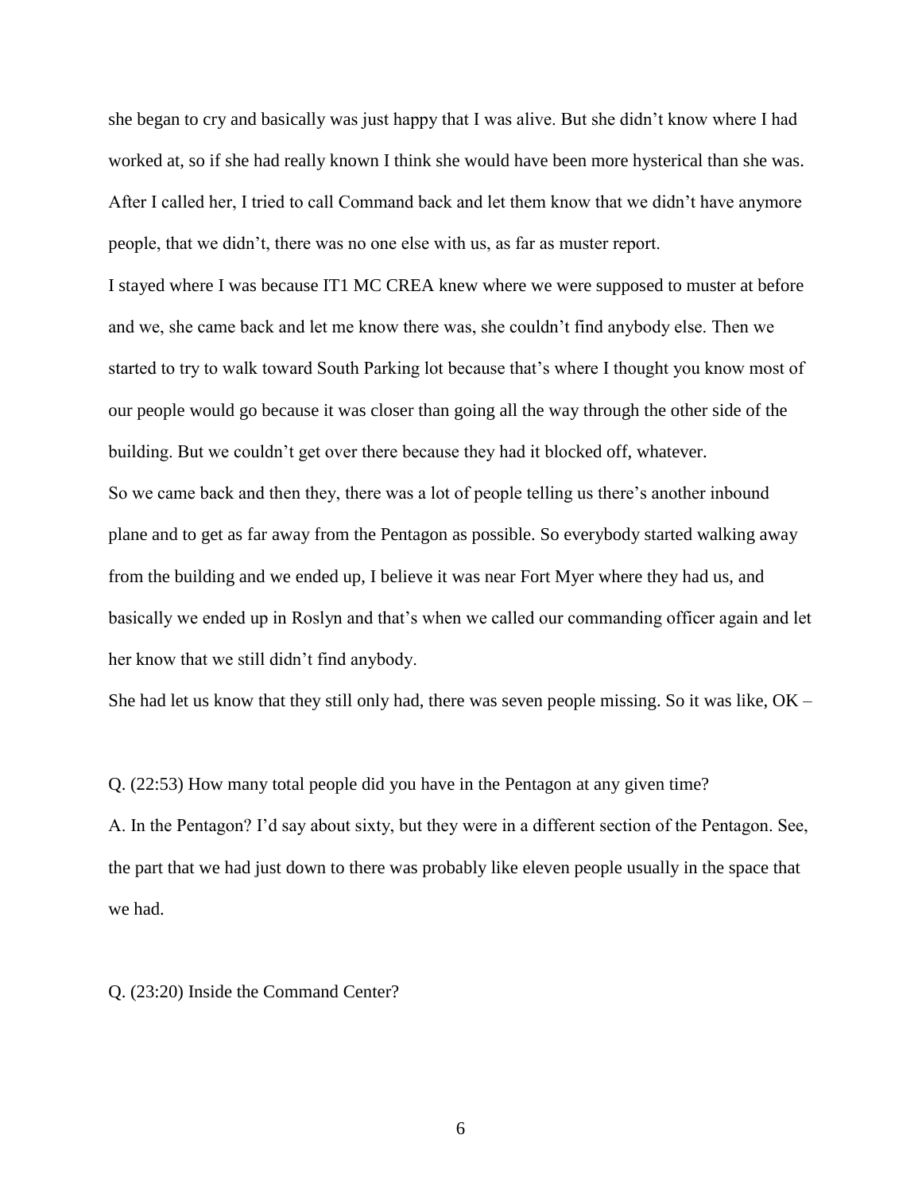she began to cry and basically was just happy that I was alive. But she didn't know where I had worked at, so if she had really known I think she would have been more hysterical than she was. After I called her, I tried to call Command back and let them know that we didn't have anymore people, that we didn't, there was no one else with us, as far as muster report.

I stayed where I was because IT1 MC CREA knew where we were supposed to muster at before and we, she came back and let me know there was, she couldn't find anybody else. Then we started to try to walk toward South Parking lot because that's where I thought you know most of our people would go because it was closer than going all the way through the other side of the building. But we couldn't get over there because they had it blocked off, whatever.

So we came back and then they, there was a lot of people telling us there's another inbound plane and to get as far away from the Pentagon as possible. So everybody started walking away from the building and we ended up, I believe it was near Fort Myer where they had us, and basically we ended up in Roslyn and that's when we called our commanding officer again and let her know that we still didn't find anybody.

She had let us know that they still only had, there was seven people missing. So it was like, OK –

Q. (22:53) How many total people did you have in the Pentagon at any given time?

A. In the Pentagon? I'd say about sixty, but they were in a different section of the Pentagon. See, the part that we had just down to there was probably like eleven people usually in the space that we had.

Q. (23:20) Inside the Command Center?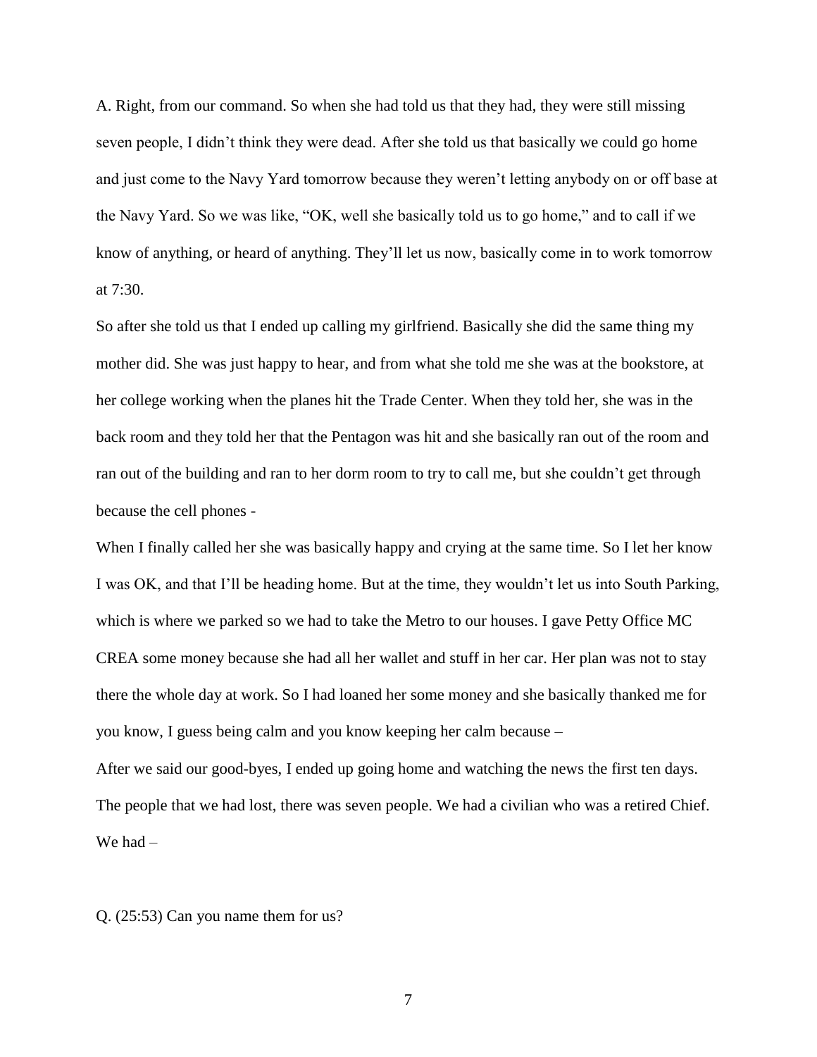A. Right, from our command. So when she had told us that they had, they were still missing seven people, I didn't think they were dead. After she told us that basically we could go home and just come to the Navy Yard tomorrow because they weren't letting anybody on or off base at the Navy Yard. So we was like, "OK, well she basically told us to go home," and to call if we know of anything, or heard of anything. They'll let us now, basically come in to work tomorrow at 7:30.

So after she told us that I ended up calling my girlfriend. Basically she did the same thing my mother did. She was just happy to hear, and from what she told me she was at the bookstore, at her college working when the planes hit the Trade Center. When they told her, she was in the back room and they told her that the Pentagon was hit and she basically ran out of the room and ran out of the building and ran to her dorm room to try to call me, but she couldn't get through because the cell phones -

When I finally called her she was basically happy and crying at the same time. So I let her know I was OK, and that I'll be heading home. But at the time, they wouldn't let us into South Parking, which is where we parked so we had to take the Metro to our houses. I gave Petty Office MC CREA some money because she had all her wallet and stuff in her car. Her plan was not to stay there the whole day at work. So I had loaned her some money and she basically thanked me for you know, I guess being calm and you know keeping her calm because –

After we said our good-byes, I ended up going home and watching the news the first ten days. The people that we had lost, there was seven people. We had a civilian who was a retired Chief. We had –

Q. (25:53) Can you name them for us?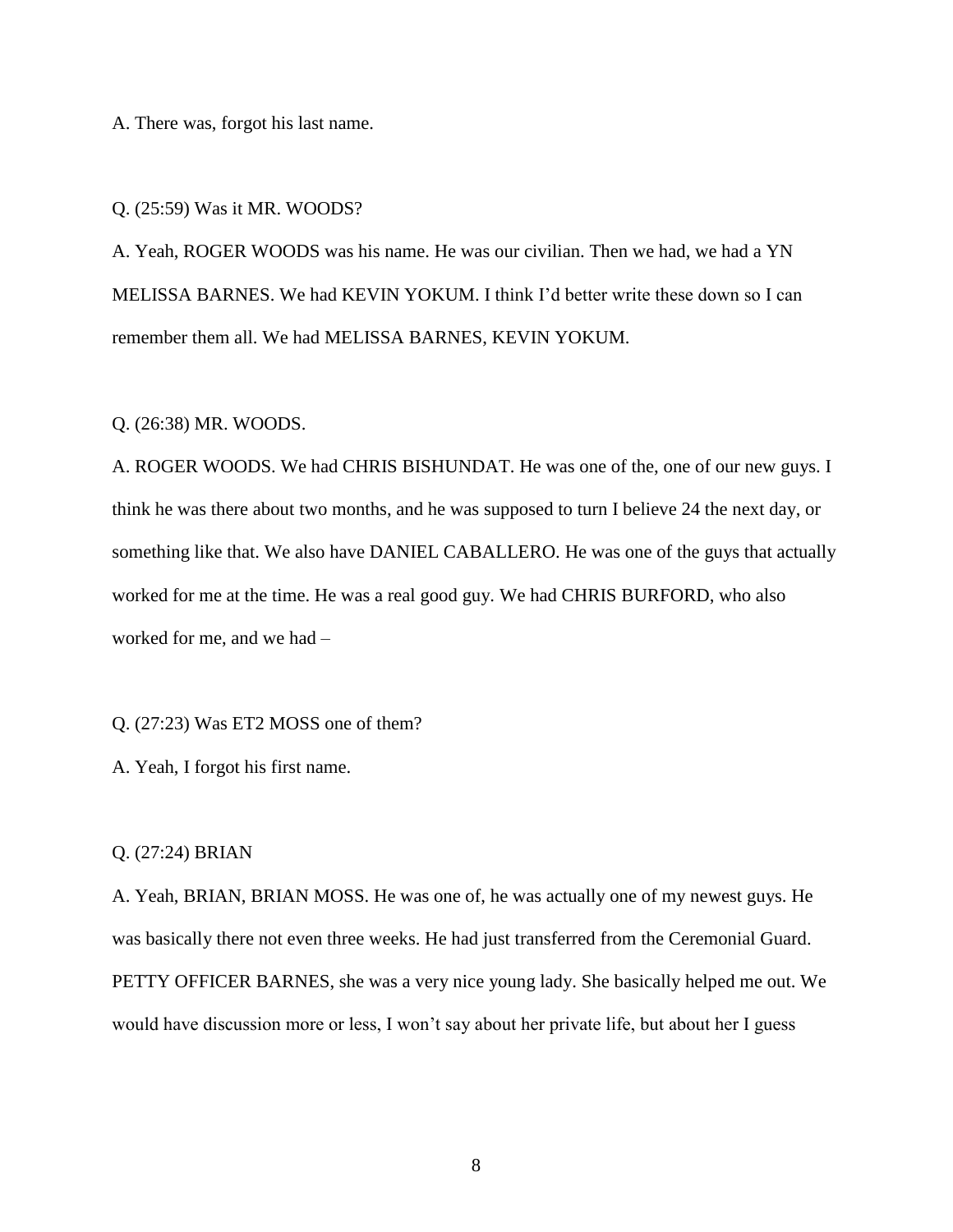A. There was, forgot his last name.

Q. (25:59) Was it MR. WOODS?

A. Yeah, ROGER WOODS was his name. He was our civilian. Then we had, we had a YN MELISSA BARNES. We had KEVIN YOKUM. I think I'd better write these down so I can remember them all. We had MELISSA BARNES, KEVIN YOKUM.

Q. (26:38) MR. WOODS.

A. ROGER WOODS. We had CHRIS BISHUNDAT. He was one of the, one of our new guys. I think he was there about two months, and he was supposed to turn I believe 24 the next day, or something like that. We also have DANIEL CABALLERO. He was one of the guys that actually worked for me at the time. He was a real good guy. We had CHRIS BURFORD, who also worked for me, and we had –

Q. (27:23) Was ET2 MOSS one of them?

A. Yeah, I forgot his first name.

Q. (27:24) BRIAN

A. Yeah, BRIAN, BRIAN MOSS. He was one of, he was actually one of my newest guys. He was basically there not even three weeks. He had just transferred from the Ceremonial Guard. PETTY OFFICER BARNES, she was a very nice young lady. She basically helped me out. We would have discussion more or less, I won't say about her private life, but about her I guess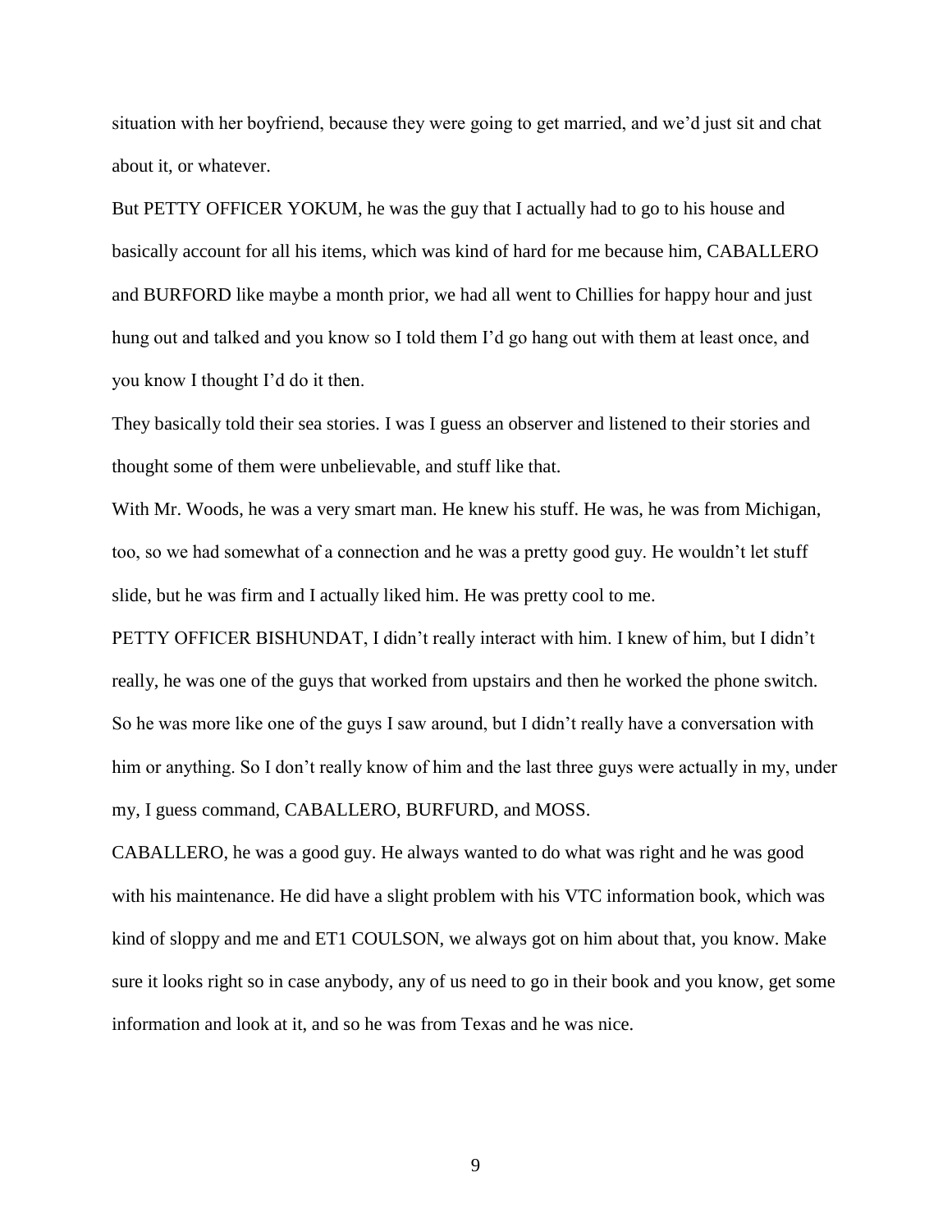situation with her boyfriend, because they were going to get married, and we'd just sit and chat about it, or whatever.

But PETTY OFFICER YOKUM, he was the guy that I actually had to go to his house and basically account for all his items, which was kind of hard for me because him, CABALLERO and BURFORD like maybe a month prior, we had all went to Chillies for happy hour and just hung out and talked and you know so I told them I'd go hang out with them at least once, and you know I thought I'd do it then.

They basically told their sea stories. I was I guess an observer and listened to their stories and thought some of them were unbelievable, and stuff like that.

With Mr. Woods, he was a very smart man. He knew his stuff. He was, he was from Michigan, too, so we had somewhat of a connection and he was a pretty good guy. He wouldn't let stuff slide, but he was firm and I actually liked him. He was pretty cool to me.

PETTY OFFICER BISHUNDAT, I didn't really interact with him. I knew of him, but I didn't really, he was one of the guys that worked from upstairs and then he worked the phone switch. So he was more like one of the guys I saw around, but I didn't really have a conversation with him or anything. So I don't really know of him and the last three guys were actually in my, under my, I guess command, CABALLERO, BURFURD, and MOSS.

CABALLERO, he was a good guy. He always wanted to do what was right and he was good with his maintenance. He did have a slight problem with his VTC information book, which was kind of sloppy and me and ET1 COULSON, we always got on him about that, you know. Make sure it looks right so in case anybody, any of us need to go in their book and you know, get some information and look at it, and so he was from Texas and he was nice.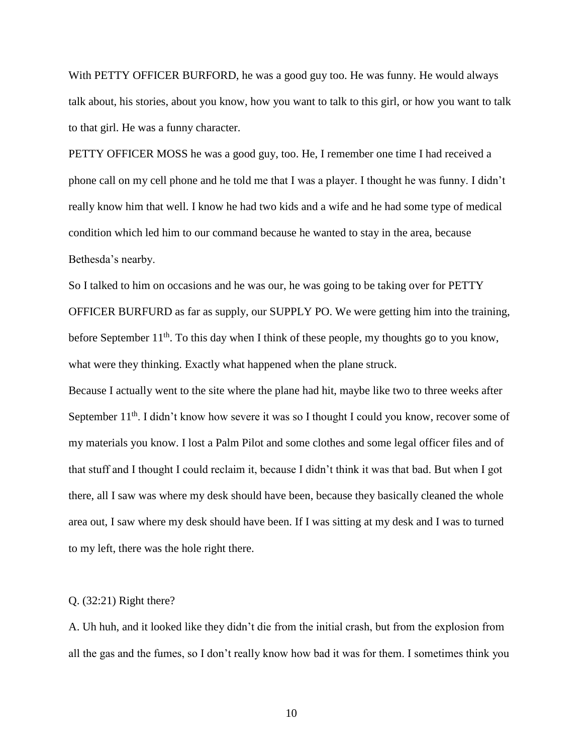With PETTY OFFICER BURFORD, he was a good guy too. He was funny. He would always talk about, his stories, about you know, how you want to talk to this girl, or how you want to talk to that girl. He was a funny character.

PETTY OFFICER MOSS he was a good guy, too. He, I remember one time I had received a phone call on my cell phone and he told me that I was a player. I thought he was funny. I didn't really know him that well. I know he had two kids and a wife and he had some type of medical condition which led him to our command because he wanted to stay in the area, because Bethesda's nearby.

So I talked to him on occasions and he was our, he was going to be taking over for PETTY OFFICER BURFURD as far as supply, our SUPPLY PO. We were getting him into the training, before September 11th. To this day when I think of these people, my thoughts go to you know, what were they thinking. Exactly what happened when the plane struck.

Because I actually went to the site where the plane had hit, maybe like two to three weeks after September 11th. I didn't know how severe it was so I thought I could you know, recover some of my materials you know. I lost a Palm Pilot and some clothes and some legal officer files and of that stuff and I thought I could reclaim it, because I didn't think it was that bad. But when I got there, all I saw was where my desk should have been, because they basically cleaned the whole area out, I saw where my desk should have been. If I was sitting at my desk and I was to turned to my left, there was the hole right there.

Q. (32:21) Right there?

A. Uh huh, and it looked like they didn't die from the initial crash, but from the explosion from all the gas and the fumes, so I don't really know how bad it was for them. I sometimes think you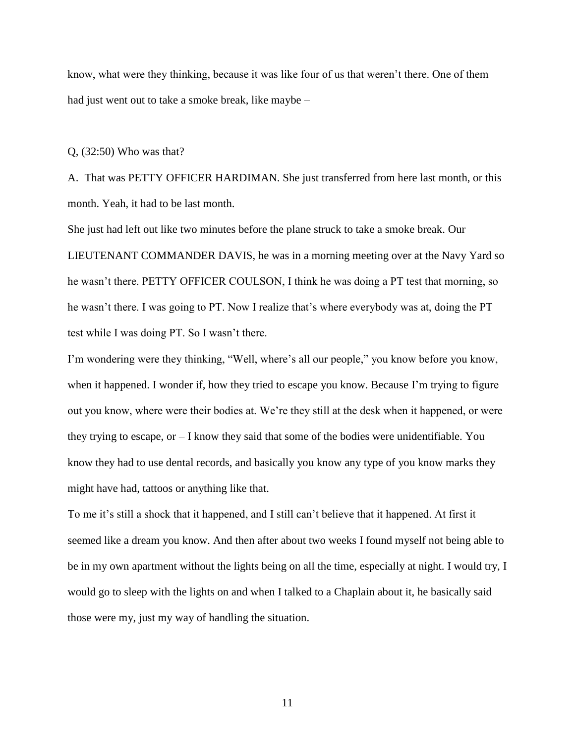know, what were they thinking, because it was like four of us that weren't there. One of them had just went out to take a smoke break, like maybe –

Q, (32:50) Who was that?

A. That was PETTY OFFICER HARDIMAN. She just transferred from here last month, or this month. Yeah, it had to be last month.

She just had left out like two minutes before the plane struck to take a smoke break. Our LIEUTENANT COMMANDER DAVIS, he was in a morning meeting over at the Navy Yard so he wasn't there. PETTY OFFICER COULSON, I think he was doing a PT test that morning, so he wasn't there. I was going to PT. Now I realize that's where everybody was at, doing the PT test while I was doing PT. So I wasn't there.

I'm wondering were they thinking, "Well, where's all our people," you know before you know, when it happened. I wonder if, how they tried to escape you know. Because I'm trying to figure out you know, where were their bodies at. We're they still at the desk when it happened, or were they trying to escape, or – I know they said that some of the bodies were unidentifiable. You know they had to use dental records, and basically you know any type of you know marks they might have had, tattoos or anything like that.

To me it's still a shock that it happened, and I still can't believe that it happened. At first it seemed like a dream you know. And then after about two weeks I found myself not being able to be in my own apartment without the lights being on all the time, especially at night. I would try, I would go to sleep with the lights on and when I talked to a Chaplain about it, he basically said those were my, just my way of handling the situation.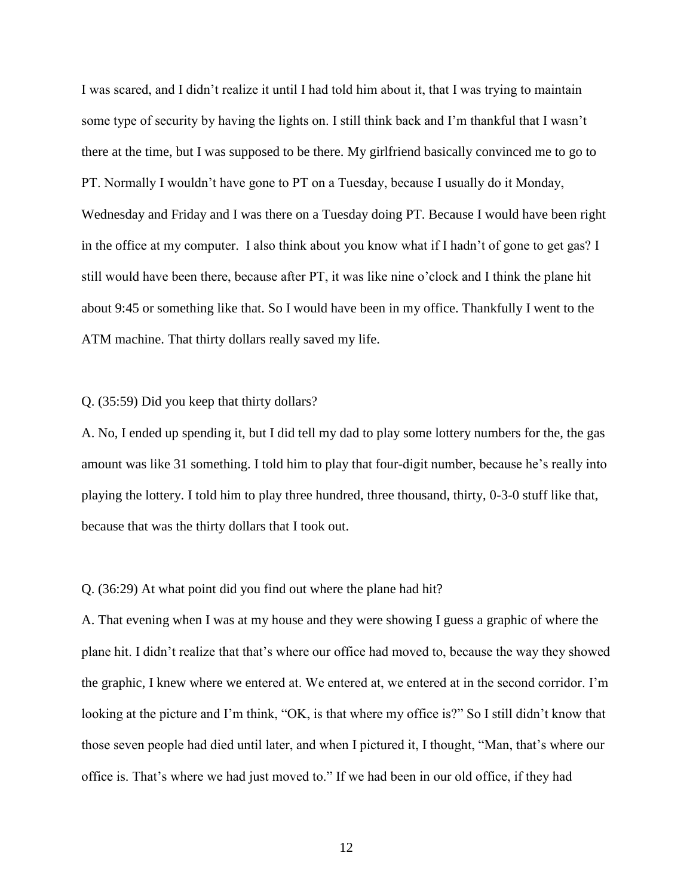I was scared, and I didn't realize it until I had told him about it, that I was trying to maintain some type of security by having the lights on. I still think back and I'm thankful that I wasn't there at the time, but I was supposed to be there. My girlfriend basically convinced me to go to PT. Normally I wouldn't have gone to PT on a Tuesday, because I usually do it Monday, Wednesday and Friday and I was there on a Tuesday doing PT. Because I would have been right in the office at my computer. I also think about you know what if I hadn't of gone to get gas? I still would have been there, because after PT, it was like nine o'clock and I think the plane hit about 9:45 or something like that. So I would have been in my office. Thankfully I went to the ATM machine. That thirty dollars really saved my life.

Q. (35:59) Did you keep that thirty dollars?

A. No, I ended up spending it, but I did tell my dad to play some lottery numbers for the, the gas amount was like 31 something. I told him to play that four-digit number, because he's really into playing the lottery. I told him to play three hundred, three thousand, thirty, 0-3-0 stuff like that, because that was the thirty dollars that I took out.

Q. (36:29) At what point did you find out where the plane had hit?

A. That evening when I was at my house and they were showing I guess a graphic of where the plane hit. I didn't realize that that's where our office had moved to, because the way they showed the graphic, I knew where we entered at. We entered at, we entered at in the second corridor. I'm looking at the picture and I'm think, "OK, is that where my office is?" So I still didn't know that those seven people had died until later, and when I pictured it, I thought, "Man, that's where our office is. That's where we had just moved to." If we had been in our old office, if they had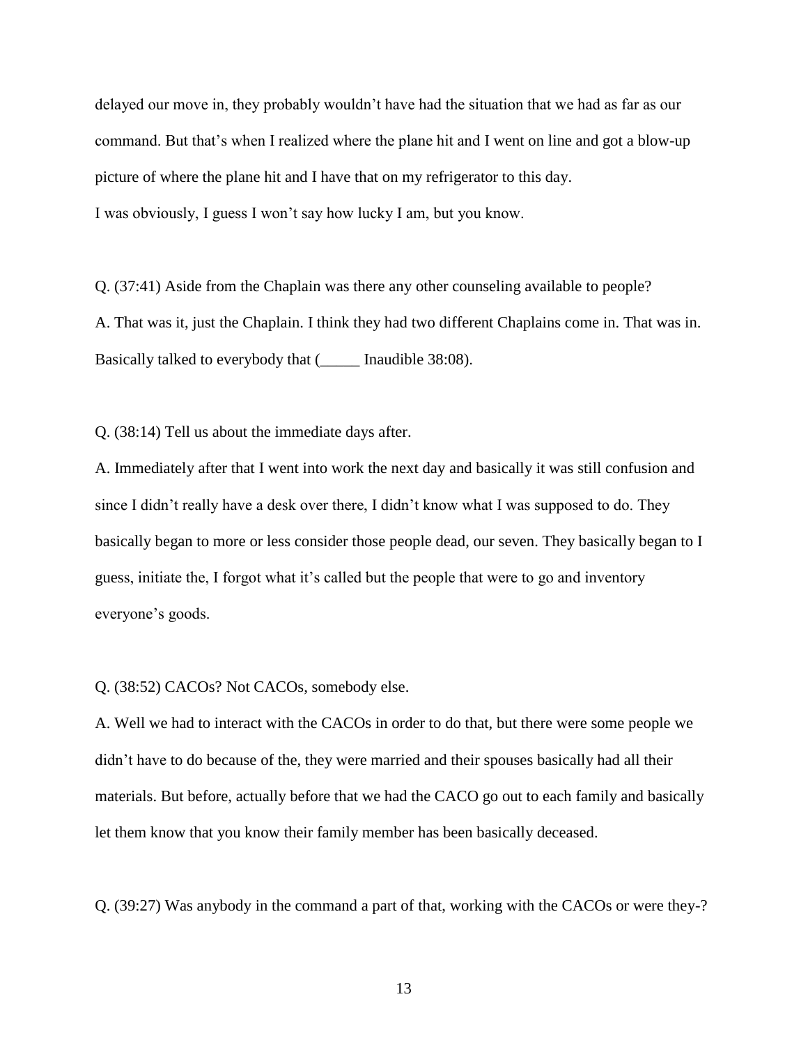delayed our move in, they probably wouldn't have had the situation that we had as far as our command. But that's when I realized where the plane hit and I went on line and got a blow-up picture of where the plane hit and I have that on my refrigerator to this day.
I was obviously, I guess I won't say how lucky I am, but you know.

Q. (37:41) Aside from the Chaplain was there any other counseling available to people?
A. That was it, just the Chaplain. I think they had two different Chaplains come in. That was in. Basically talked to everybody that (_____ Inaudible 38:08).

Q. (38:14) Tell us about the immediate days after.
A. Immediately after that I went into work the next day and basically it was still confusion and since I didn't really have a desk over there, I didn't know what I was supposed to do. They basically began to more or less consider those people dead, our seven. They basically began to I guess, initiate the, I forgot what it's called but the people that were to go and inventory everyone's goods.

Q. (38:52) CACOs? Not CACOs, somebody else.
A. Well we had to interact with the CACOs in order to do that, but there were some people we didn't have to do because of the, they were married and their spouses basically had all their materials. But before, actually before that we had the CACO go out to each family and basically let them know that you know their family member has been basically deceased.

Q. (39:27) Was anybody in the command a part of that, working with the CACOs or were they-?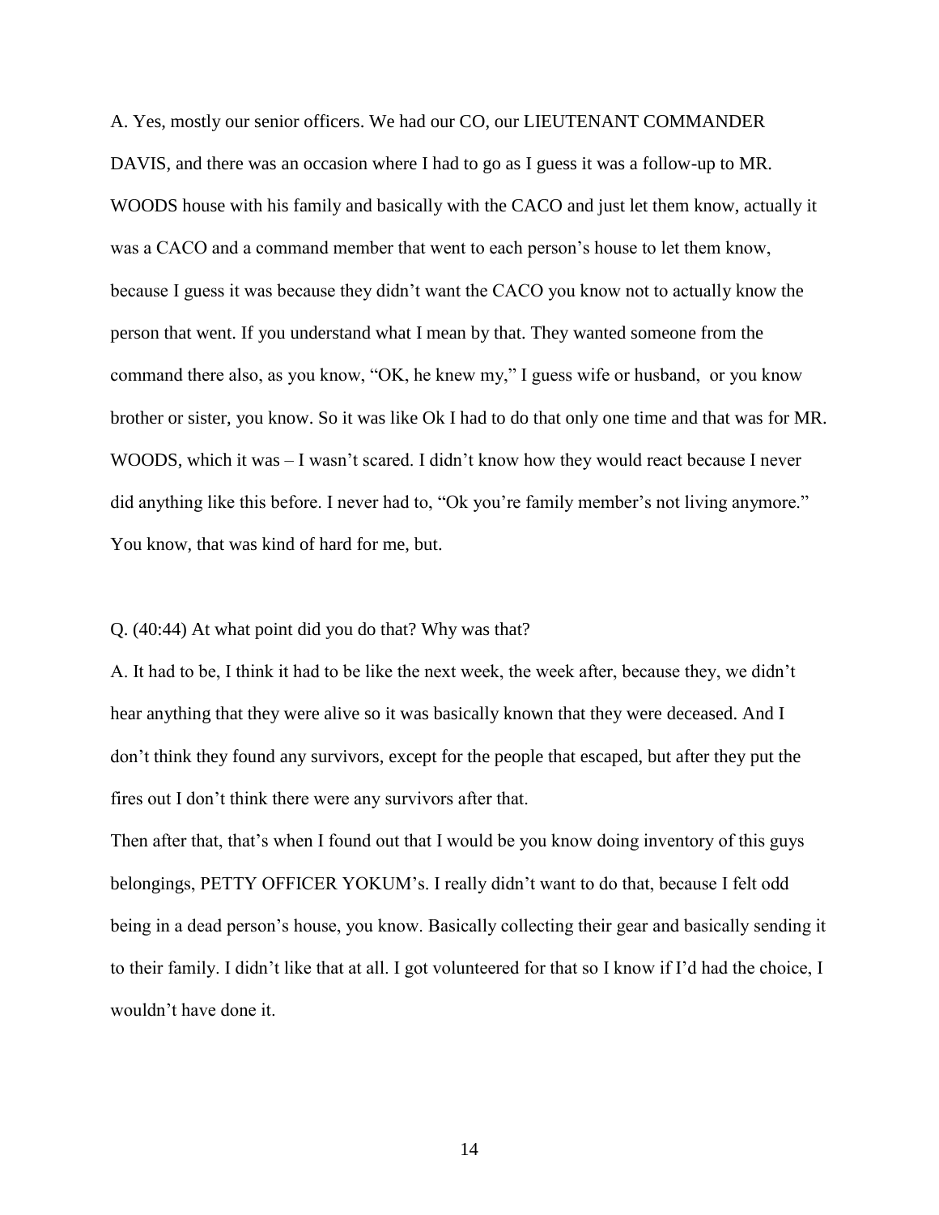A. Yes, mostly our senior officers. We had our CO, our LIEUTENANT COMMANDER DAVIS, and there was an occasion where I had to go as I guess it was a follow-up to MR. WOODS house with his family and basically with the CACO and just let them know, actually it was a CACO and a command member that went to each person's house to let them know, because I guess it was because they didn't want the CACO you know not to actually know the person that went. If you understand what I mean by that. They wanted someone from the command there also, as you know, "OK, he knew my," I guess wife or husband, or you know brother or sister, you know. So it was like Ok I had to do that only one time and that was for MR. WOODS, which it was – I wasn't scared. I didn't know how they would react because I never did anything like this before. I never had to, "Ok you're family member's not living anymore." You know, that was kind of hard for me, but.

Q. (40:44) At what point did you do that? Why was that?

A. It had to be, I think it had to be like the next week, the week after, because they, we didn't hear anything that they were alive so it was basically known that they were deceased. And I don't think they found any survivors, except for the people that escaped, but after they put the fires out I don't think there were any survivors after that.

Then after that, that's when I found out that I would be you know doing inventory of this guys belongings, PETTY OFFICER YOKUM's. I really didn't want to do that, because I felt odd being in a dead person's house, you know. Basically collecting their gear and basically sending it to their family. I didn't like that at all. I got volunteered for that so I know if I'd had the choice, I wouldn't have done it.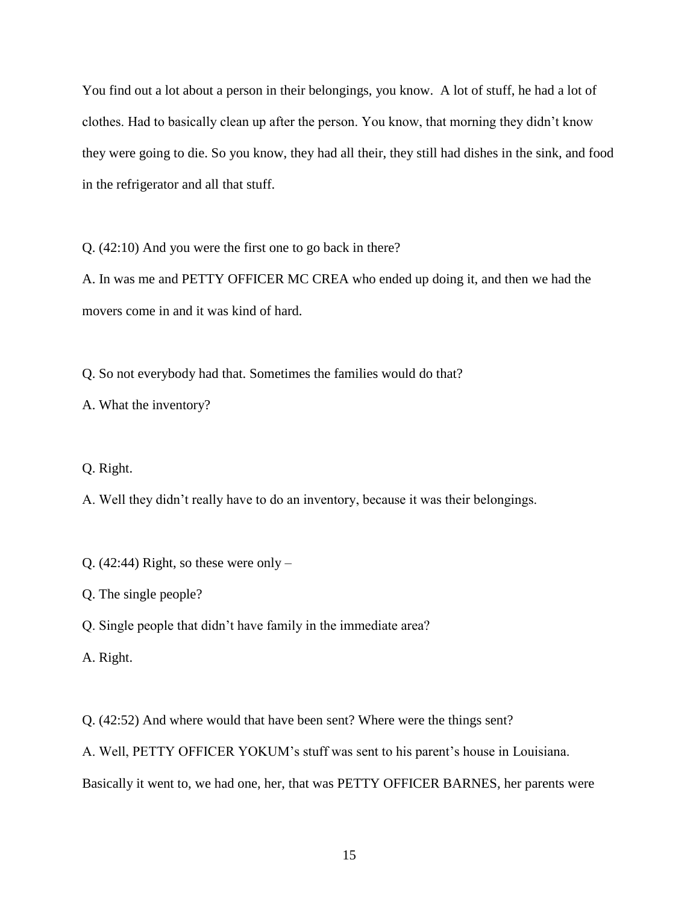You find out a lot about a person in their belongings, you know.  A lot of stuff, he had a lot of clothes. Had to basically clean up after the person. You know, that morning they didn't know they were going to die. So you know, they had all their, they still had dishes in the sink, and food in the refrigerator and all that stuff.

Q. (42:10) And you were the first one to go back in there?

A. In was me and PETTY OFFICER MC CREA who ended up doing it, and then we had the movers come in and it was kind of hard.

Q. So not everybody had that. Sometimes the families would do that?

A. What the inventory?

Q. Right.

A. Well they didn't really have to do an inventory, because it was their belongings.

Q. (42:44) Right, so these were only –

Q. The single people?

Q. Single people that didn't have family in the immediate area?

A. Right.

Q. (42:52) And where would that have been sent? Where were the things sent?

A. Well, PETTY OFFICER YOKUM's stuff was sent to his parent's house in Louisiana. Basically it went to, we had one, her, that was PETTY OFFICER BARNES, her parents were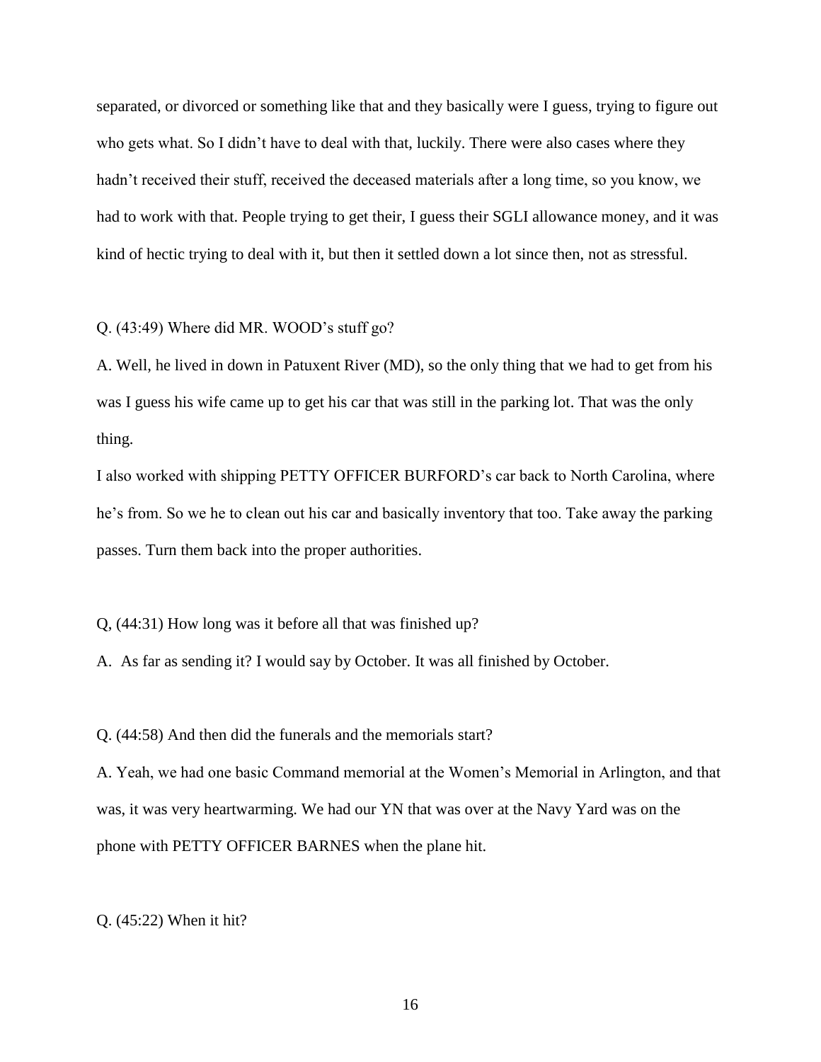separated, or divorced or something like that and they basically were I guess, trying to figure out who gets what. So I didn't have to deal with that, luckily. There were also cases where they hadn't received their stuff, received the deceased materials after a long time, so you know, we had to work with that. People trying to get their, I guess their SGLI allowance money, and it was kind of hectic trying to deal with it, but then it settled down a lot since then, not as stressful.

Q. (43:49) Where did MR. WOOD's stuff go?

A. Well, he lived in down in Patuxent River (MD), so the only thing that we had to get from his was I guess his wife came up to get his car that was still in the parking lot. That was the only thing.

I also worked with shipping PETTY OFFICER BURFORD's car back to North Carolina, where he's from. So we he to clean out his car and basically inventory that too. Take away the parking passes. Turn them back into the proper authorities.

Q, (44:31) How long was it before all that was finished up?

A. As far as sending it? I would say by October. It was all finished by October.

Q. (44:58) And then did the funerals and the memorials start?

A. Yeah, we had one basic Command memorial at the Women's Memorial in Arlington, and that was, it was very heartwarming. We had our YN that was over at the Navy Yard was on the phone with PETTY OFFICER BARNES when the plane hit.

Q. (45:22) When it hit?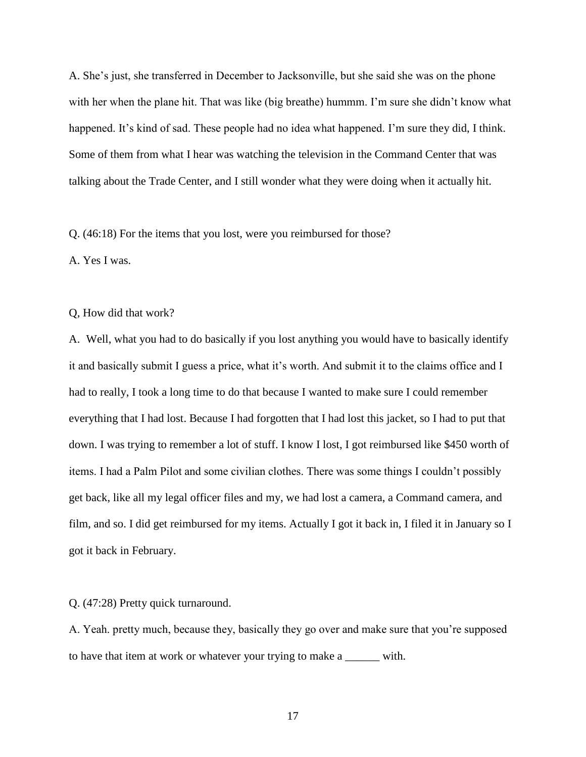A. She's just, she transferred in December to Jacksonville, but she said she was on the phone with her when the plane hit. That was like (big breathe) hummm. I'm sure she didn't know what happened. It's kind of sad. These people had no idea what happened. I'm sure they did, I think. Some of them from what I hear was watching the television in the Command Center that was talking about the Trade Center, and I still wonder what they were doing when it actually hit.

Q. (46:18) For the items that you lost, were you reimbursed for those?

A. Yes I was.

Q, How did that work?

A. Well, what you had to do basically if you lost anything you would have to basically identify it and basically submit I guess a price, what it's worth. And submit it to the claims office and I had to really, I took a long time to do that because I wanted to make sure I could remember everything that I had lost. Because I had forgotten that I had lost this jacket, so I had to put that down. I was trying to remember a lot of stuff. I know I lost, I got reimbursed like $450 worth of items. I had a Palm Pilot and some civilian clothes. There was some things I couldn't possibly get back, like all my legal officer files and my, we had lost a camera, a Command camera, and film, and so. I did get reimbursed for my items. Actually I got it back in, I filed it in January so I got it back in February.

Q. (47:28) Pretty quick turnaround.

A. Yeah. pretty much, because they, basically they go over and make sure that you're supposed to have that item at work or whatever your trying to make a ______ with.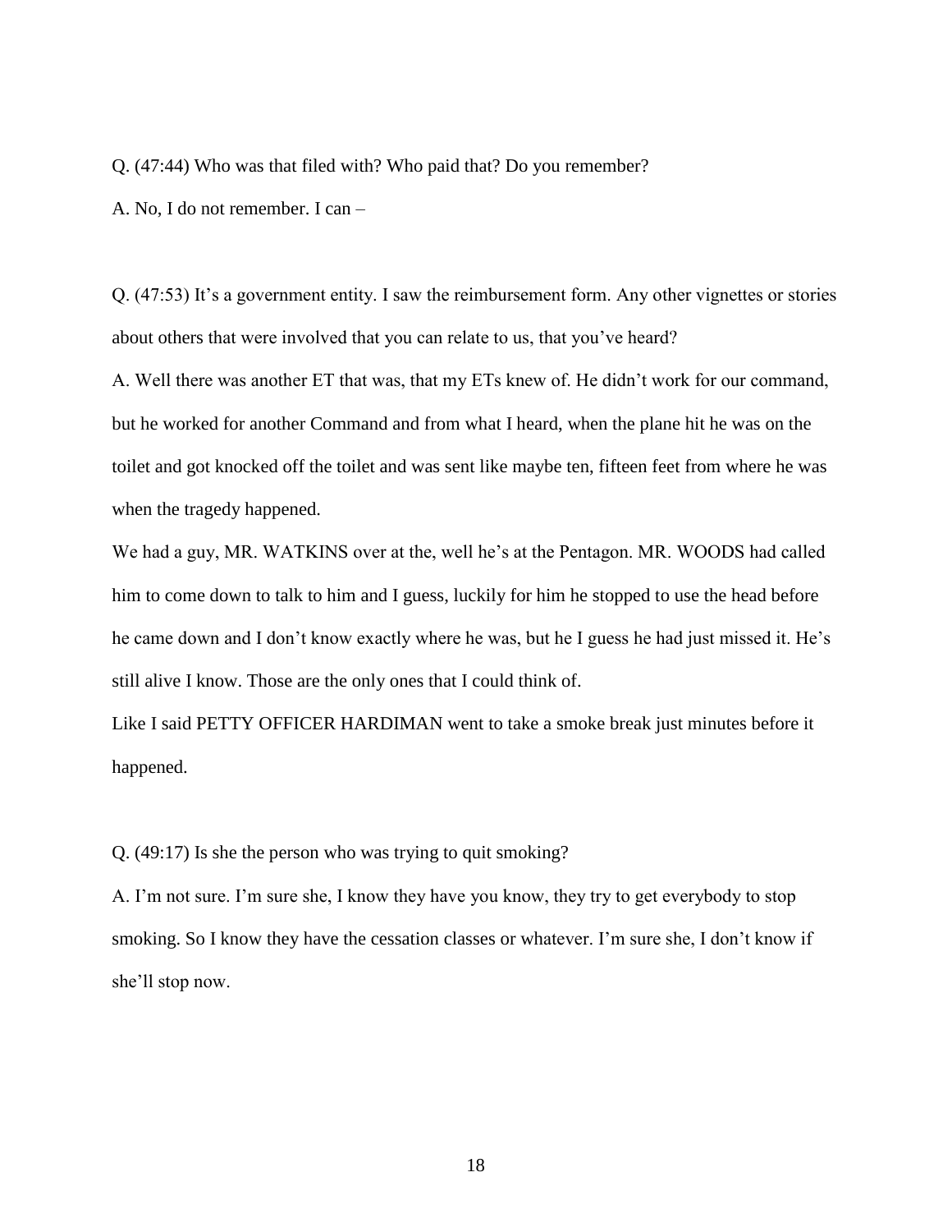Q. (47:44) Who was that filed with? Who paid that? Do you remember?

A. No, I do not remember. I can –

Q. (47:53) It's a government entity. I saw the reimbursement form. Any other vignettes or stories about others that were involved that you can relate to us, that you've heard?

A. Well there was another ET that was, that my ETs knew of. He didn't work for our command, but he worked for another Command and from what I heard, when the plane hit he was on the toilet and got knocked off the toilet and was sent like maybe ten, fifteen feet from where he was when the tragedy happened.

We had a guy, MR. WATKINS over at the, well he's at the Pentagon. MR. WOODS had called him to come down to talk to him and I guess, luckily for him he stopped to use the head before he came down and I don't know exactly where he was, but he I guess he had just missed it. He's still alive I know. Those are the only ones that I could think of.

Like I said PETTY OFFICER HARDIMAN went to take a smoke break just minutes before it happened.

Q. (49:17) Is she the person who was trying to quit smoking?

A. I'm not sure. I'm sure she, I know they have you know, they try to get everybody to stop smoking. So I know they have the cessation classes or whatever. I'm sure she, I don't know if she'll stop now.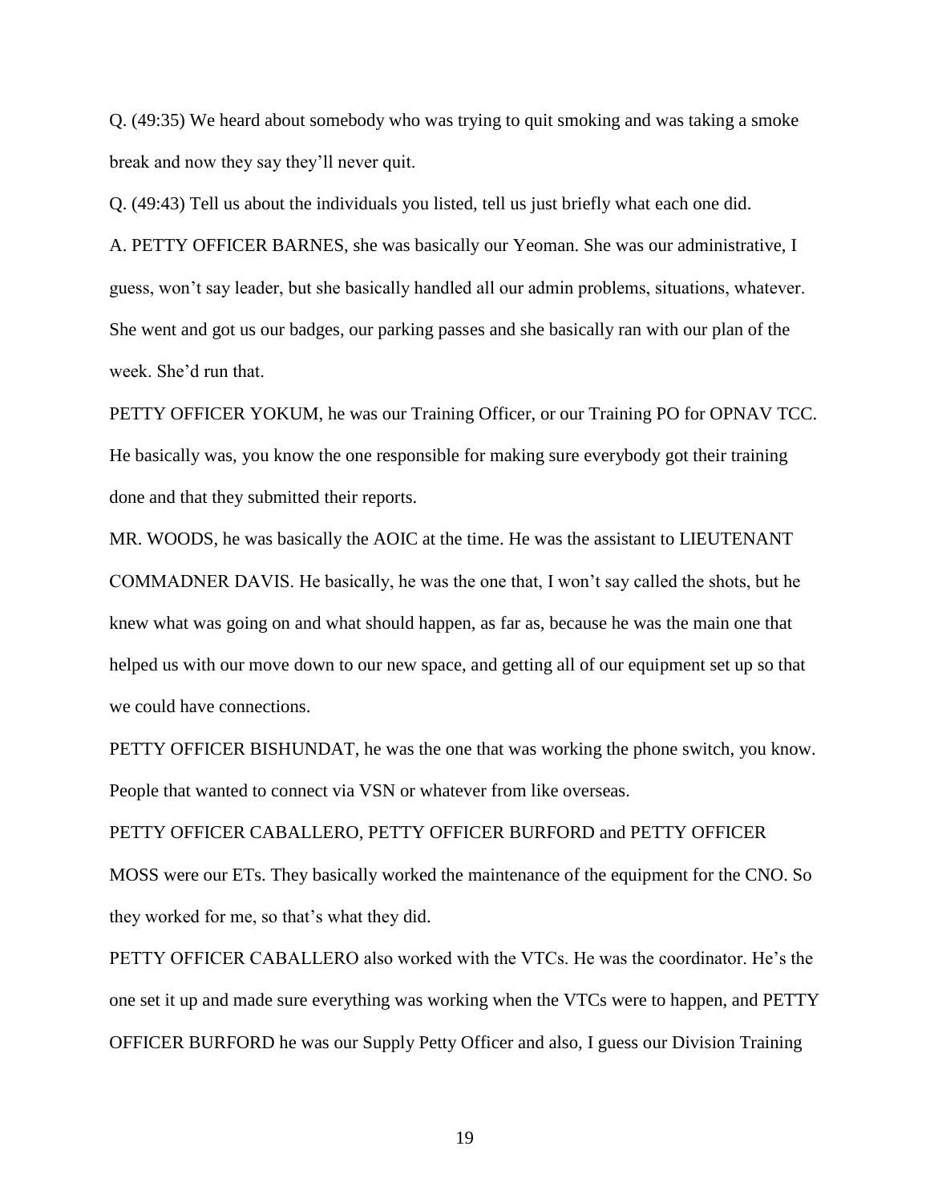Q. (49:35) We heard about somebody who was trying to quit smoking and was taking a smoke break and now they say they'll never quit.

Q. (49:43) Tell us about the individuals you listed, tell us just briefly what each one did.

A. PETTY OFFICER BARNES, she was basically our Yeoman. She was our administrative, I guess, won't say leader, but she basically handled all our admin problems, situations, whatever. She went and got us our badges, our parking passes and she basically ran with our plan of the week. She'd run that.

PETTY OFFICER YOKUM, he was our Training Officer, or our Training PO for OPNAV TCC. He basically was, you know the one responsible for making sure everybody got their training done and that they submitted their reports.

MR. WOODS, he was basically the AOIC at the time. He was the assistant to LIEUTENANT COMMADNER DAVIS. He basically, he was the one that, I won't say called the shots, but he knew what was going on and what should happen, as far as, because he was the main one that helped us with our move down to our new space, and getting all of our equipment set up so that we could have connections.

PETTY OFFICER BISHUNDAT, he was the one that was working the phone switch, you know. People that wanted to connect via VSN or whatever from like overseas.

PETTY OFFICER CABALLERO, PETTY OFFICER BURFORD and PETTY OFFICER MOSS were our ETs. They basically worked the maintenance of the equipment for the CNO. So they worked for me, so that's what they did.

PETTY OFFICER CABALLERO also worked with the VTCs. He was the coordinator. He's the one set it up and made sure everything was working when the VTCs were to happen, and PETTY OFFICER BURFORD he was our Supply Petty Officer and also, I guess our Division Training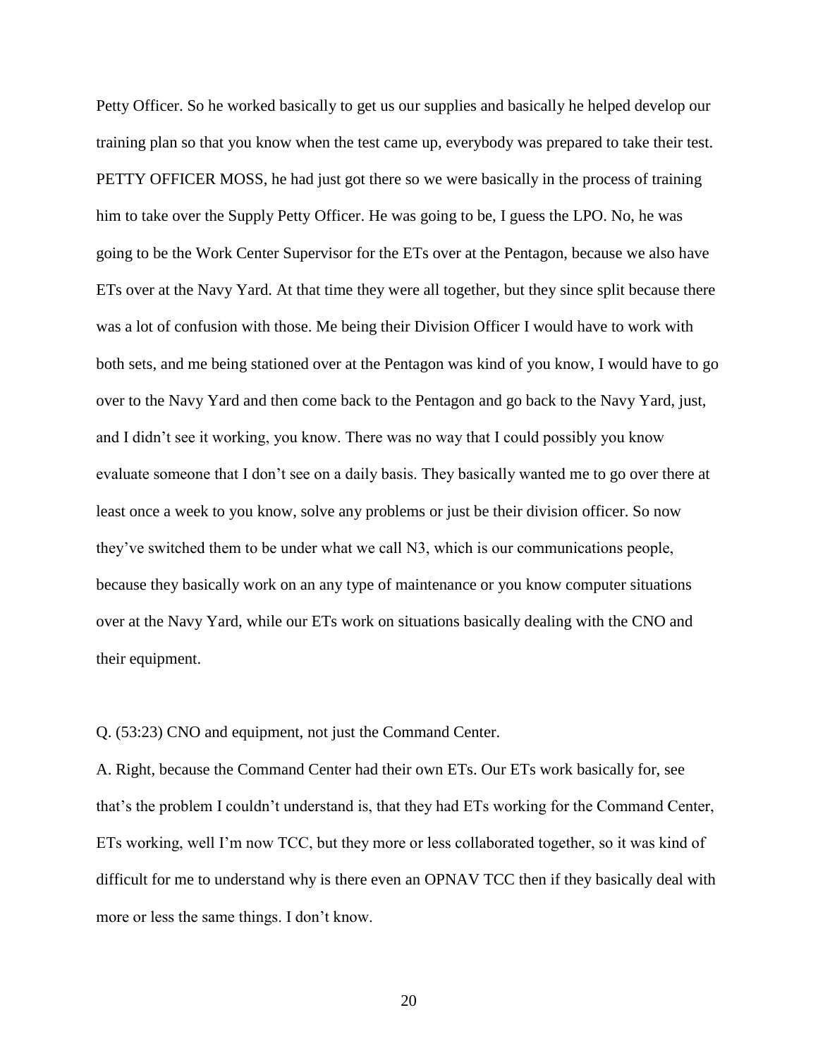Petty Officer. So he worked basically to get us our supplies and basically he helped develop our training plan so that you know when the test came up, everybody was prepared to take their test. PETTY OFFICER MOSS, he had just got there so we were basically in the process of training him to take over the Supply Petty Officer. He was going to be, I guess the LPO. No, he was going to be the Work Center Supervisor for the ETs over at the Pentagon, because we also have ETs over at the Navy Yard. At that time they were all together, but they since split because there was a lot of confusion with those. Me being their Division Officer I would have to work with both sets, and me being stationed over at the Pentagon was kind of you know, I would have to go over to the Navy Yard and then come back to the Pentagon and go back to the Navy Yard, just, and I didn't see it working, you know. There was no way that I could possibly you know evaluate someone that I don't see on a daily basis. They basically wanted me to go over there at least once a week to you know, solve any problems or just be their division officer. So now they've switched them to be under what we call N3, which is our communications people, because they basically work on an any type of maintenance or you know computer situations over at the Navy Yard, while our ETs work on situations basically dealing with the CNO and their equipment.

Q. (53:23) CNO and equipment, not just the Command Center.

A. Right, because the Command Center had their own ETs. Our ETs work basically for, see that's the problem I couldn't understand is, that they had ETs working for the Command Center, ETs working, well I'm now TCC, but they more or less collaborated together, so it was kind of difficult for me to understand why is there even an OPNAV TCC then if they basically deal with more or less the same things. I don't know.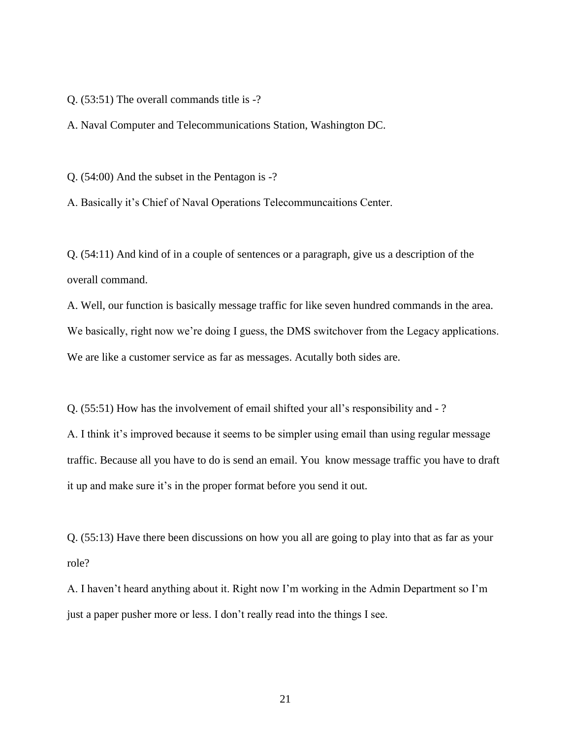Q. (53:51) The overall commands title is -?

A. Naval Computer and Telecommunications Station, Washington DC.

Q. (54:00) And the subset in the Pentagon is -?

A. Basically it's Chief of Naval Operations Telecommuncaitions Center.

Q. (54:11) And kind of in a couple of sentences or a paragraph, give us a description of the overall command.

A. Well, our function is basically message traffic for like seven hundred commands in the area. We basically, right now we're doing I guess, the DMS switchover from the Legacy applications. We are like a customer service as far as messages. Acutally both sides are.

Q. (55:51) How has the involvement of email shifted your all's responsibility and - ?

A. I think it's improved because it seems to be simpler using email than using regular message traffic. Because all you have to do is send an email. You know message traffic you have to draft it up and make sure it's in the proper format before you send it out.

Q. (55:13) Have there been discussions on how you all are going to play into that as far as your role?

A. I haven't heard anything about it. Right now I'm working in the Admin Department so I'm just a paper pusher more or less. I don't really read into the things I see.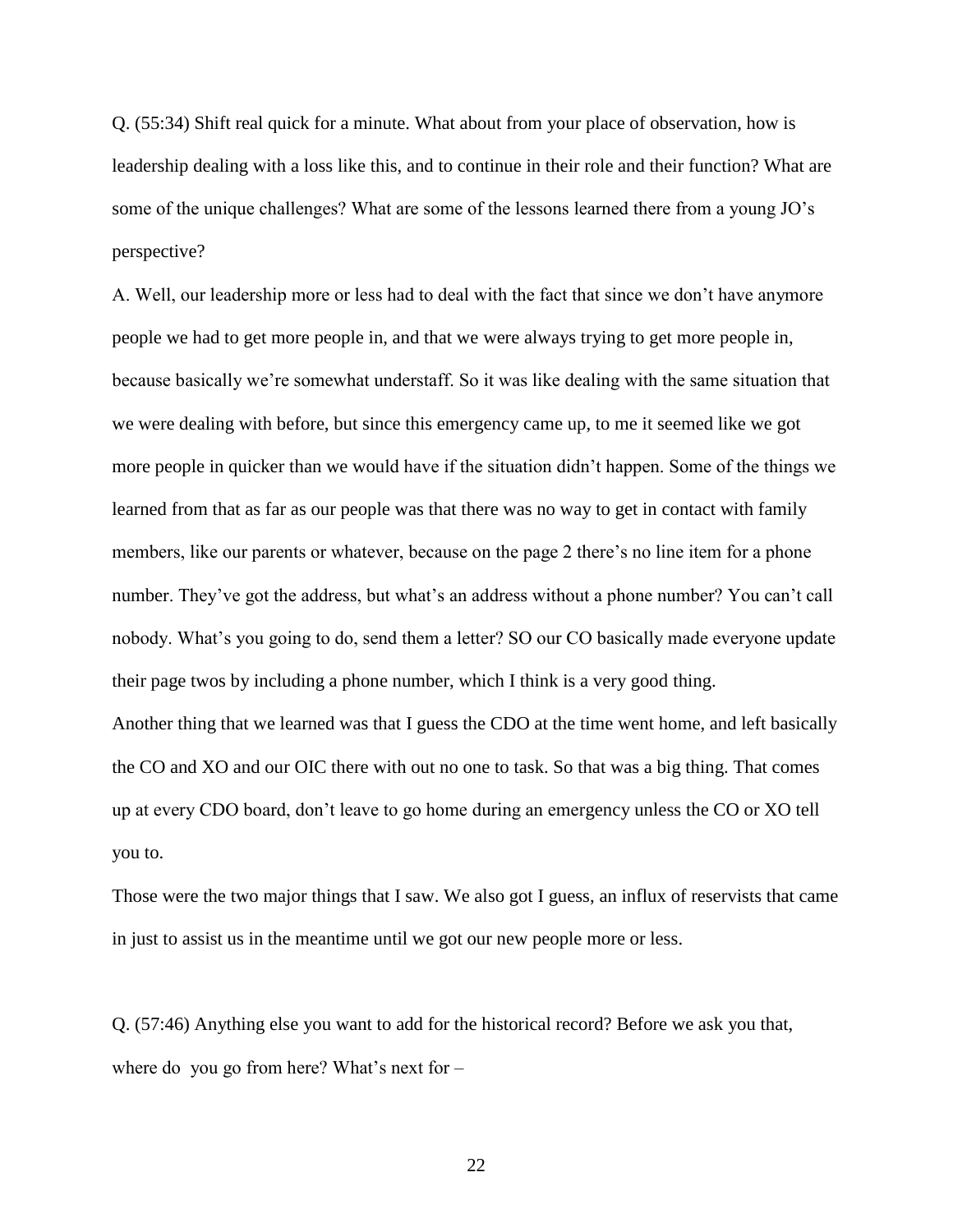Q. (55:34) Shift real quick for a minute. What about from your place of observation, how is leadership dealing with a loss like this, and to continue in their role and their function? What are some of the unique challenges? What are some of the lessons learned there from a young JO's perspective?

A. Well, our leadership more or less had to deal with the fact that since we don't have anymore people we had to get more people in, and that we were always trying to get more people in, because basically we're somewhat understaff. So it was like dealing with the same situation that we were dealing with before, but since this emergency came up, to me it seemed like we got more people in quicker than we would have if the situation didn't happen. Some of the things we learned from that as far as our people was that there was no way to get in contact with family members, like our parents or whatever, because on the page 2 there's no line item for a phone number. They've got the address, but what's an address without a phone number? You can't call nobody. What's you going to do, send them a letter? SO our CO basically made everyone update their page twos by including a phone number, which I think is a very good thing.

Another thing that we learned was that I guess the CDO at the time went home, and left basically the CO and XO and our OIC there with out no one to task. So that was a big thing. That comes up at every CDO board, don't leave to go home during an emergency unless the CO or XO tell you to.

Those were the two major things that I saw. We also got I guess, an influx of reservists that came in just to assist us in the meantime until we got our new people more or less.

Q. (57:46) Anything else you want to add for the historical record? Before we ask you that, where do you go from here? What's next for –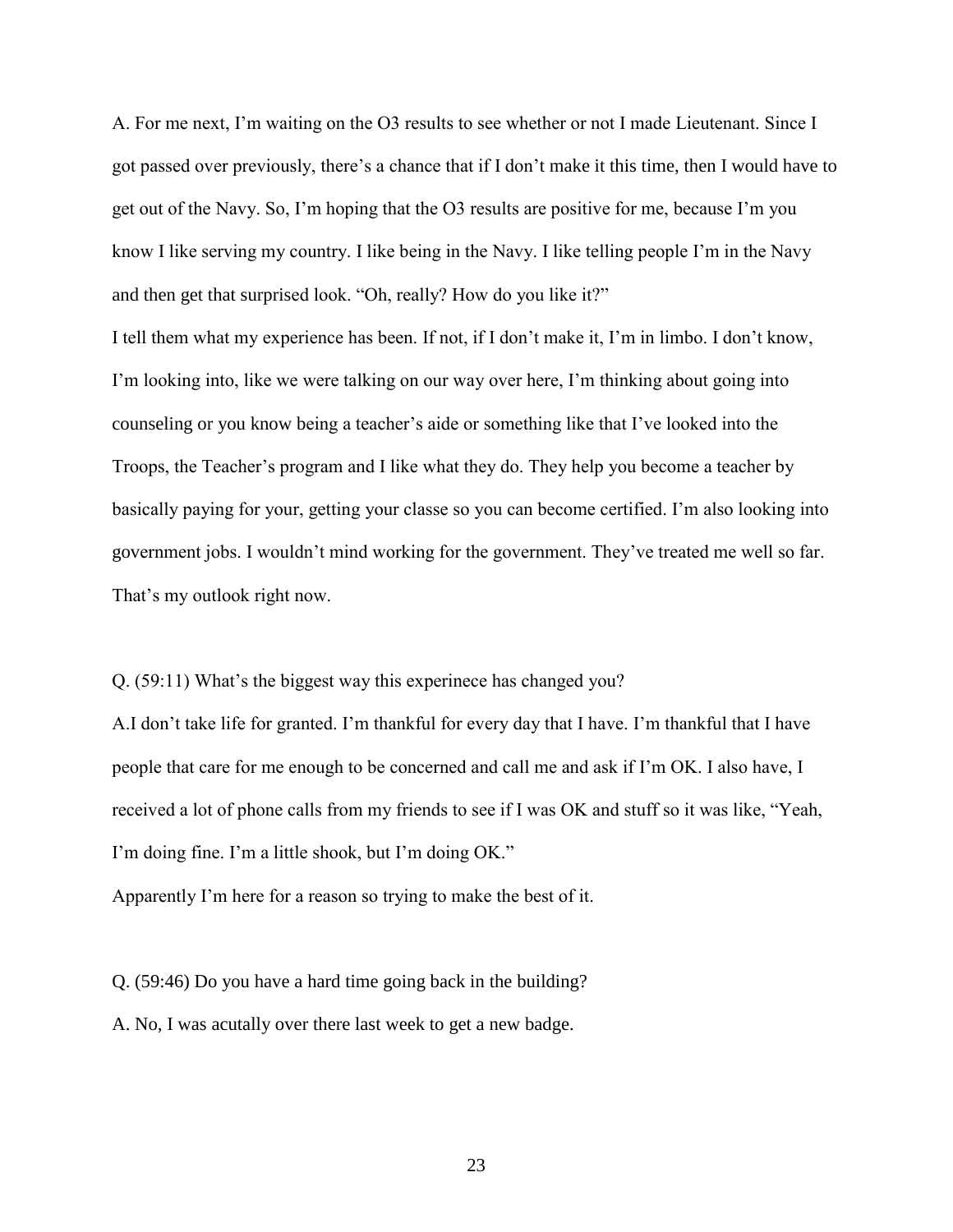A. For me next, I'm waiting on the O3 results to see whether or not I made Lieutenant. Since I got passed over previously, there's a chance that if I don't make it this time, then I would have to get out of the Navy. So, I'm hoping that the O3 results are positive for me, because I'm you know I like serving my country. I like being in the Navy. I like telling people I'm in the Navy and then get that surprised look. "Oh, really? How do you like it?"

I tell them what my experience has been. If not, if I don't make it, I'm in limbo. I don't know, I'm looking into, like we were talking on our way over here, I'm thinking about going into counseling or you know being a teacher's aide or something like that I've looked into the Troops, the Teacher's program and I like what they do. They help you become a teacher by basically paying for your, getting your classe so you can become certified. I'm also looking into government jobs. I wouldn't mind working for the government. They've treated me well so far. That's my outlook right now.

Q. (59:11) What's the biggest way this experinece has changed you?

A.I don't take life for granted. I'm thankful for every day that I have. I'm thankful that I have people that care for me enough to be concerned and call me and ask if I'm OK. I also have, I received a lot of phone calls from my friends to see if I was OK and stuff so it was like, "Yeah, I'm doing fine. I'm a little shook, but I'm doing OK."

Apparently I'm here for a reason so trying to make the best of it.

Q. (59:46) Do you have a hard time going back in the building?

A. No, I was acutally over there last week to get a new badge.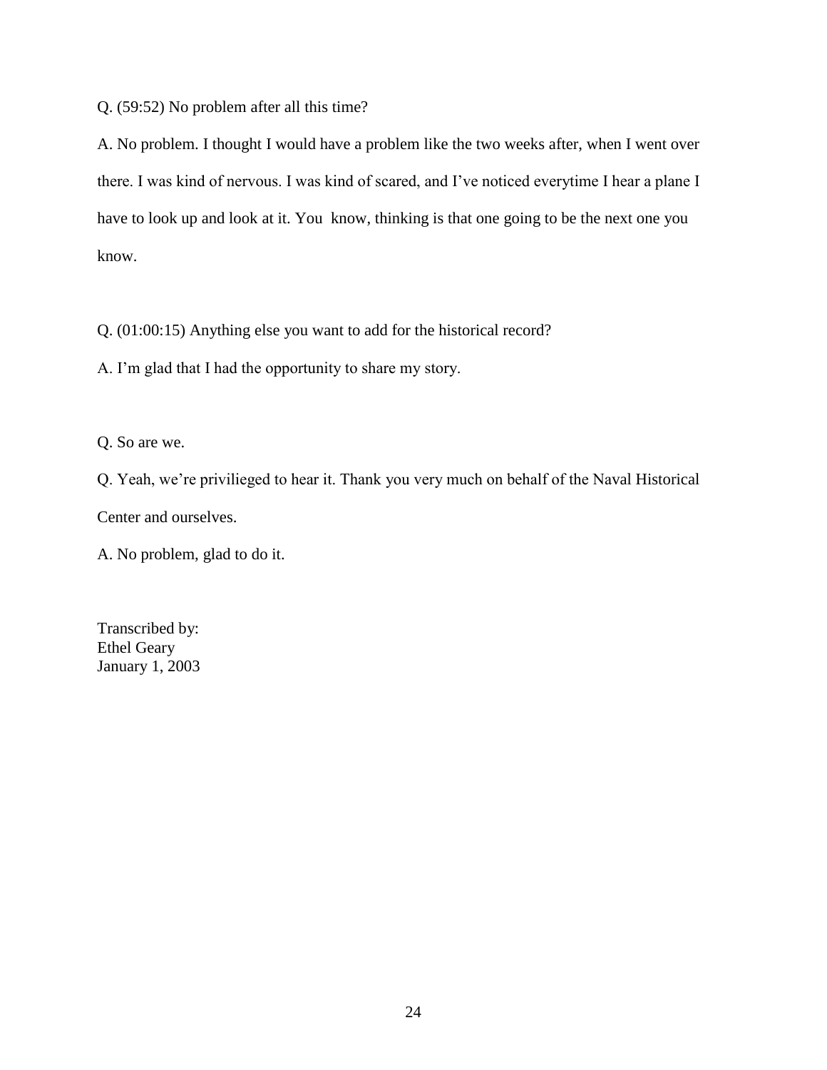Q. (59:52) No problem after all this time?

A. No problem. I thought I would have a problem like the two weeks after, when I went over there. I was kind of nervous. I was kind of scared, and I've noticed everytime I hear a plane I have to look up and look at it. You know, thinking is that one going to be the next one you know.

Q. (01:00:15) Anything else you want to add for the historical record?

A. I'm glad that I had the opportunity to share my story.

Q. So are we.

Q. Yeah, we're privilieged to hear it. Thank you very much on behalf of the Naval Historical Center and ourselves.

A. No problem, glad to do it.

Transcribed by:
Ethel Geary
January 1, 2003